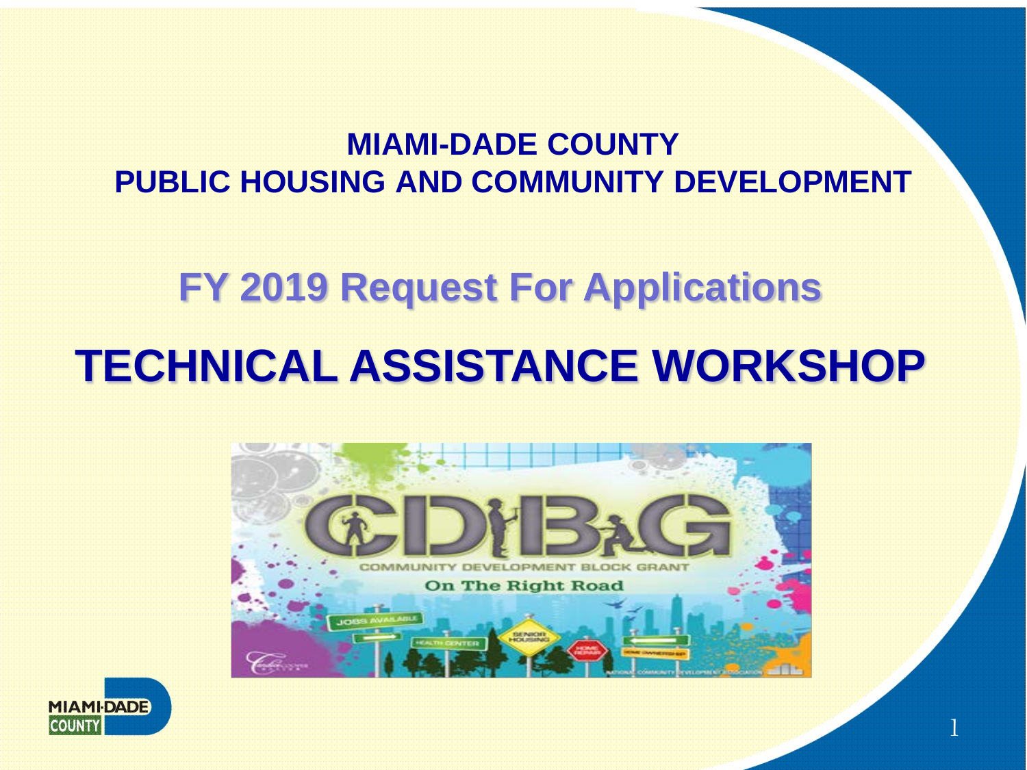# MIAMI-DADE COUNTY
# PUBLIC HOUSING AND COMMUNITY DEVELOPMENT

## FY 2019 Request For Applications

# TECHNICAL ASSISTANCE WORKSHOP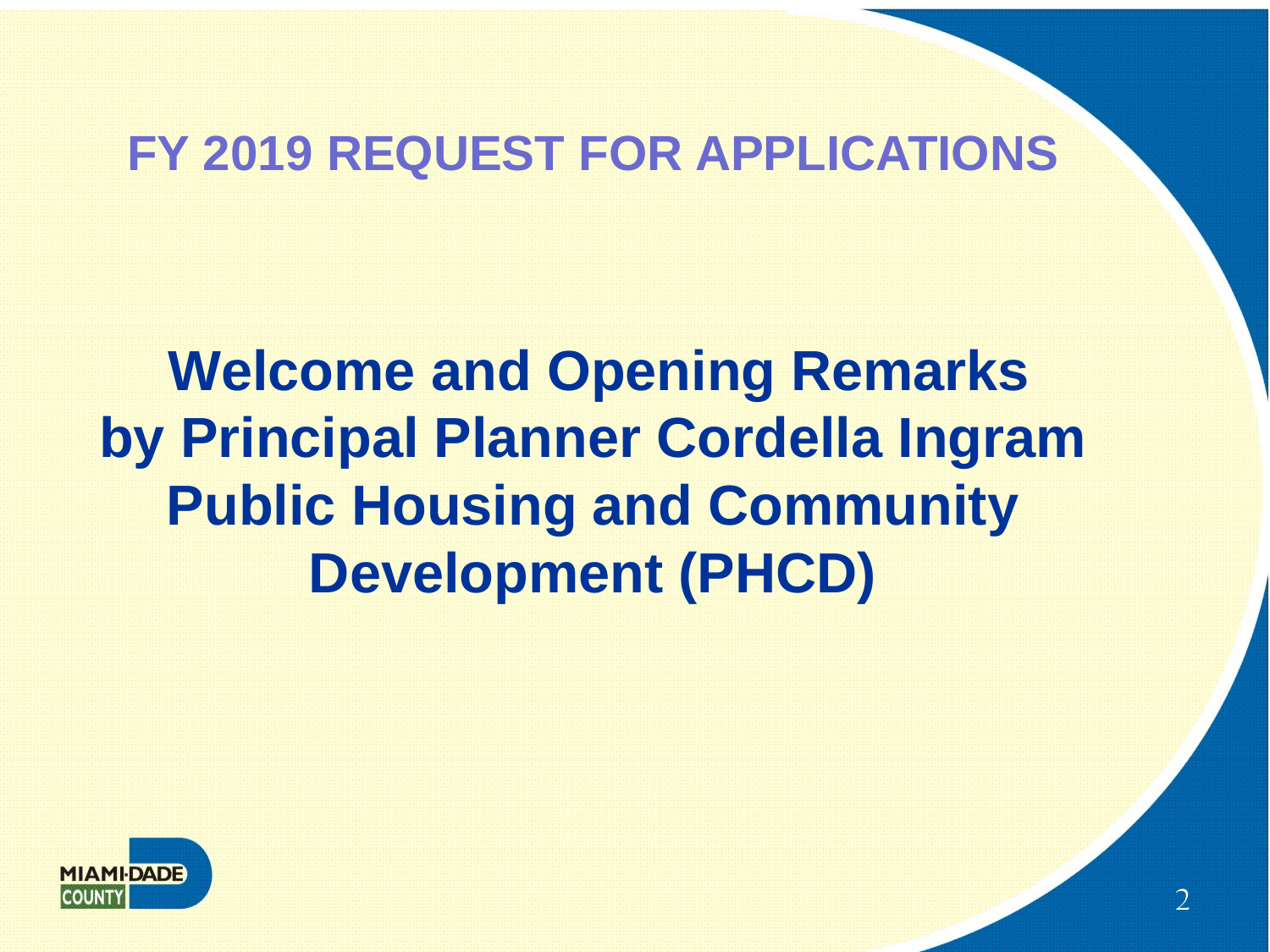# FY 2019 REQUEST FOR APPLICATIONS

## Welcome and Opening Remarks by Principal Planner Cordella Ingram Public Housing and Community Development (PHCD)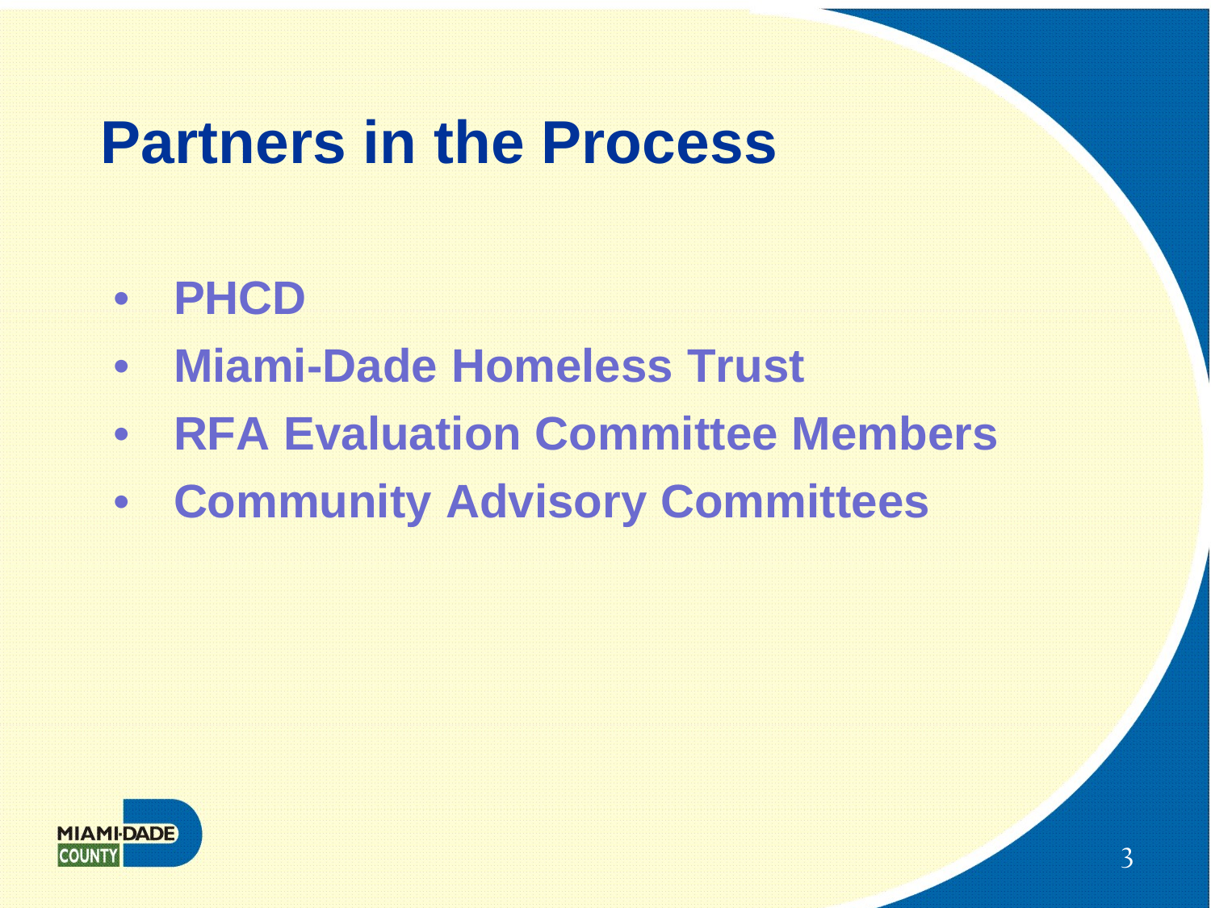# Partners in the Process

- PHCD
- Miami-Dade Homeless Trust
- RFA Evaluation Committee Members
- Community Advisory Committees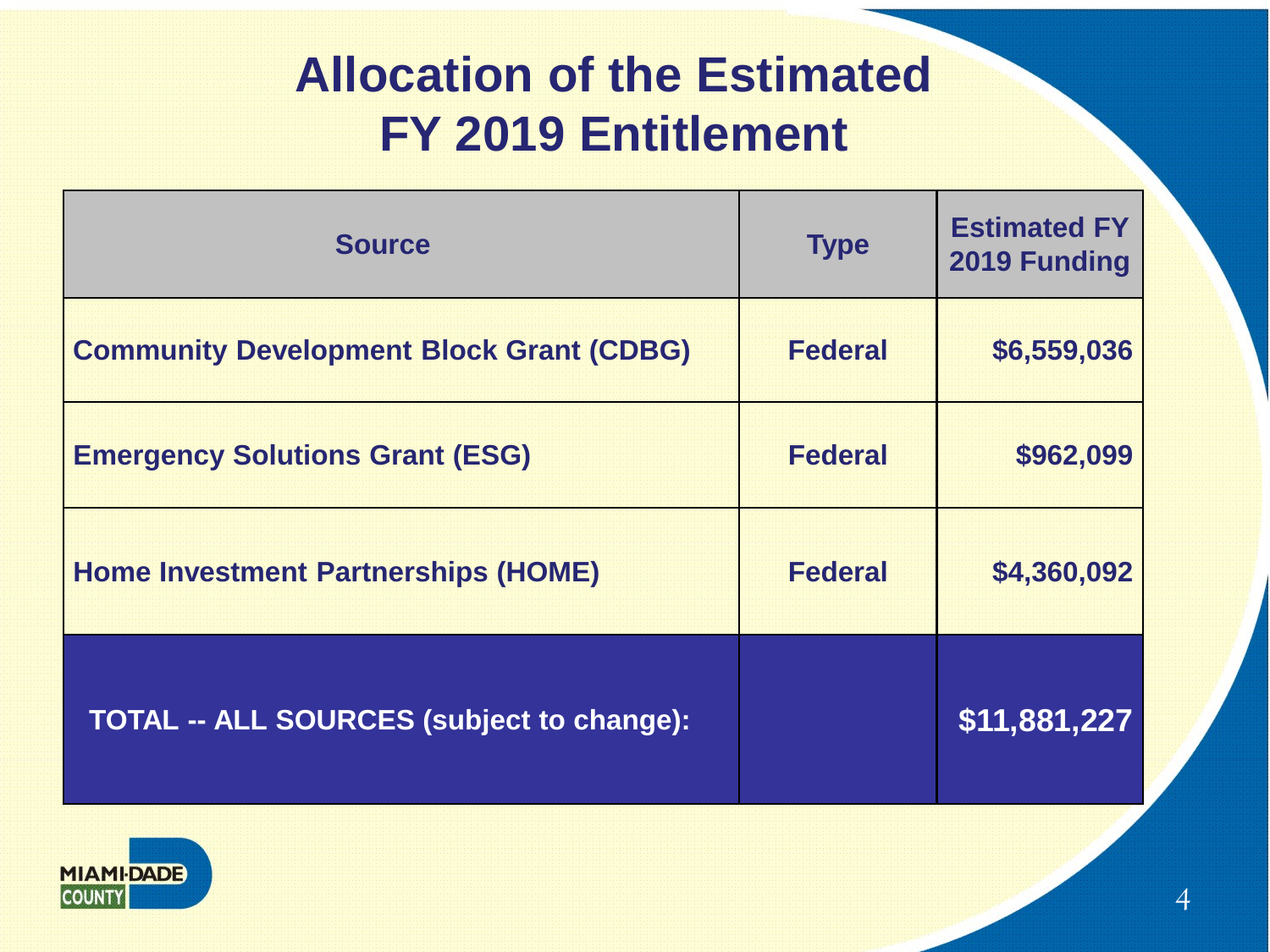# Allocation of the Estimated FY 2019 Entitlement

| Source | Type | Estimated FY 2019 Funding |
|---|---|---|
| Community Development Block Grant (CDBG) | Federal | $6,559,036 |
| Emergency Solutions Grant (ESG) | Federal | $962,099 |
| Home Investment Partnerships (HOME) | Federal | $4,360,092 |
| TOTAL -- ALL SOURCES (subject to change): | | $11,881,227 |

MIAMI-DADE COUNTY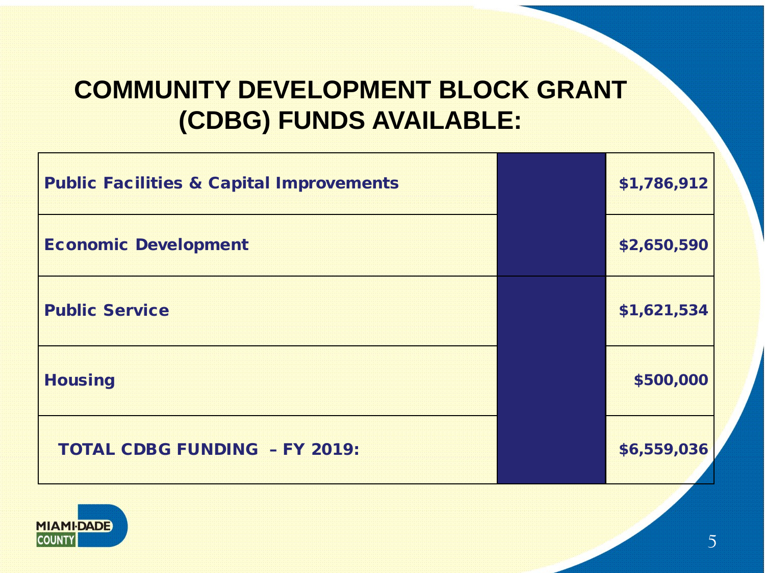# COMMUNITY DEVELOPMENT BLOCK GRANT (CDBG) FUNDS AVAILABLE:

| | | |
|---|---|---|
| **Public Facilities & Capital Improvements** | | **$1,786,912** |
| **Economic Development** | | **$2,650,590** |
| **Public Service** | | **$1,621,534** |
| **Housing** | | **$500,000** |
| **TOTAL CDBG FUNDING – FY 2019:** | | **$6,559,036** |

MIAMI-DADE COUNTY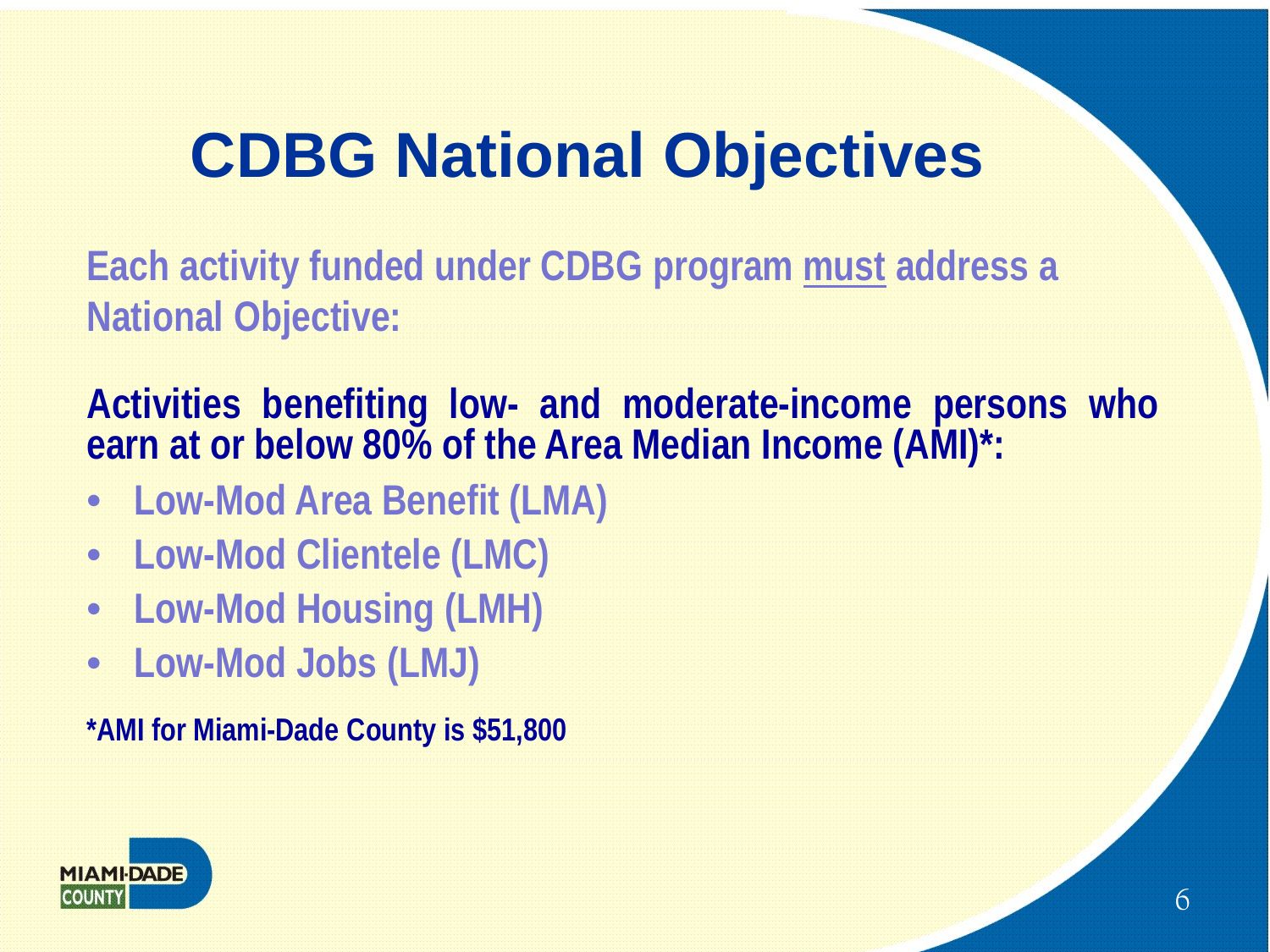# CDBG National Objectives

**Each activity funded under CDBG program must address a National Objective:**

**Activities benefiting low- and moderate-income persons who earn at or below 80% of the Area Median Income (AMI)*:**

- **Low-Mod Area Benefit (LMA)**
- **Low-Mod Clientele (LMC)**
- **Low-Mod Housing (LMH)**
- **Low-Mod Jobs (LMJ)**

**\*AMI for Miami-Dade County is $51,800**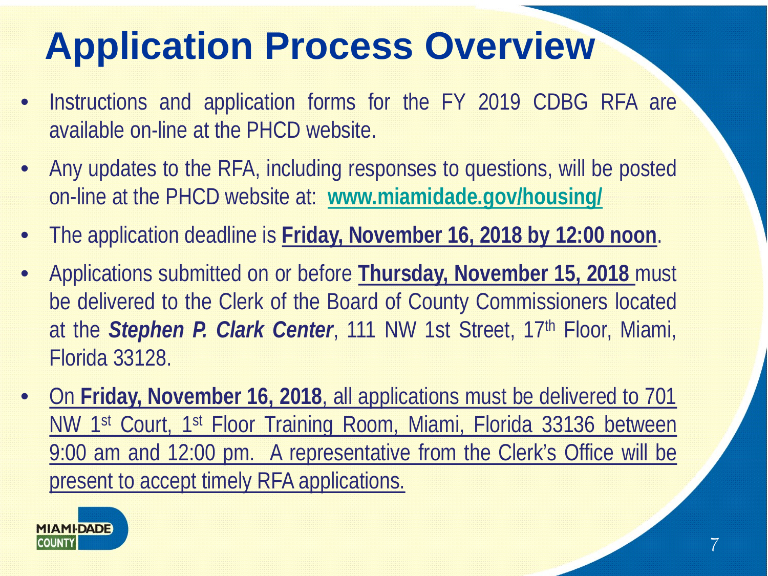# Application Process Overview

- Instructions and application forms for the FY 2019 CDBG RFA are available on-line at the PHCD website.
- Any updates to the RFA, including responses to questions, will be posted on-line at the PHCD website at: **www.miamidade.gov/housing/**
- The application deadline is **Friday, November 16, 2018 by 12:00 noon**.
- Applications submitted on or before **Thursday, November 15, 2018** must be delivered to the Clerk of the Board of County Commissioners located at the ***Stephen P. Clark Center***, 111 NW 1st Street, 17th Floor, Miami, Florida 33128.
- On **Friday, November 16, 2018**, all applications must be delivered to 701 NW 1st Court, 1st Floor Training Room, Miami, Florida 33136 between 9:00 am and 12:00 pm. A representative from the Clerk's Office will be present to accept timely RFA applications.

MIAMI-DADE COUNTY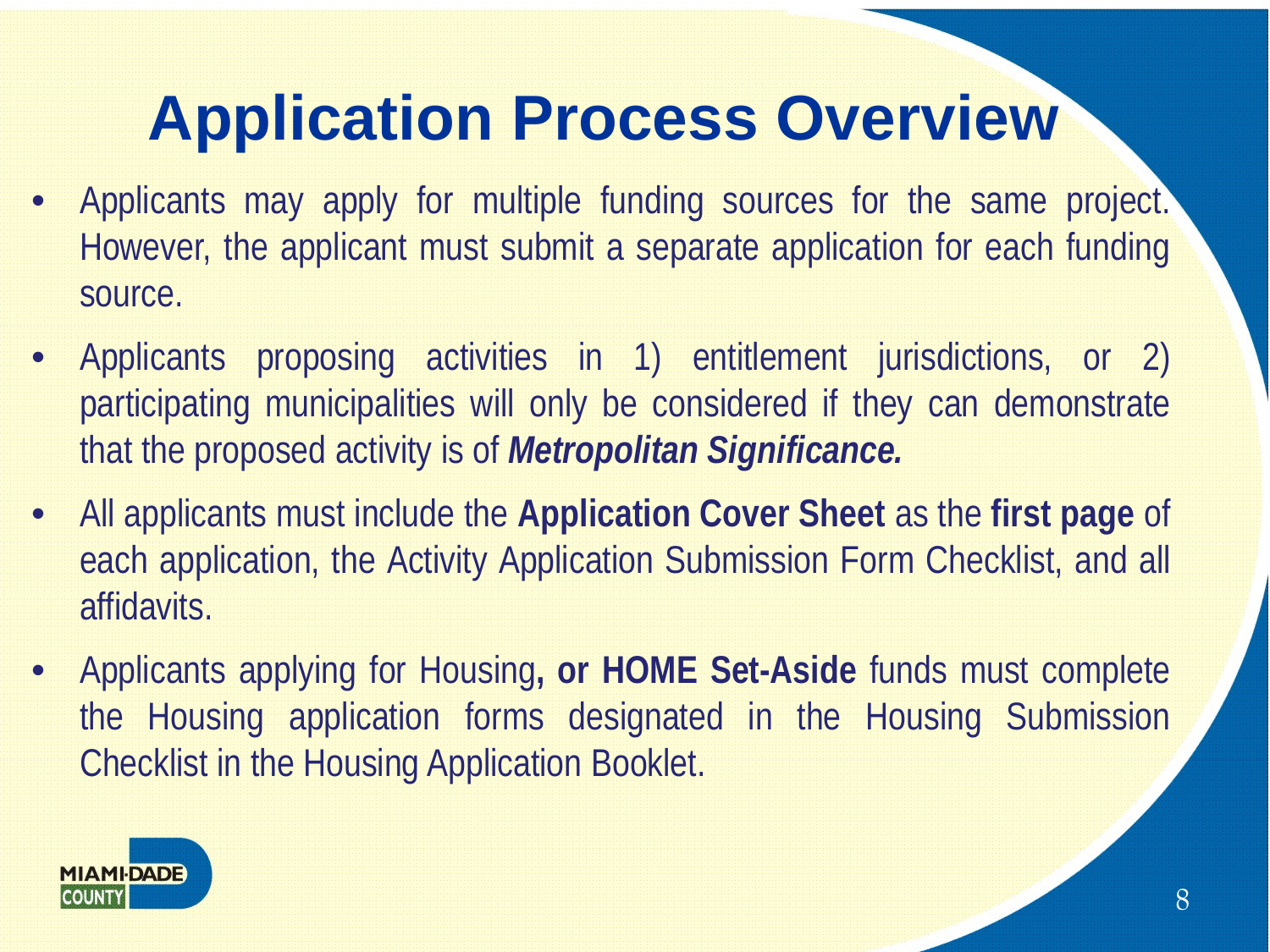# Application Process Overview

- Applicants may apply for multiple funding sources for the same project. However, the applicant must submit a separate application for each funding source.
- Applicants proposing activities in 1) entitlement jurisdictions, or 2) participating municipalities will only be considered if they can demonstrate that the proposed activity is of ***Metropolitan Significance.***
- All applicants must include the **Application Cover Sheet** as the **first page** of each application, the Activity Application Submission Form Checklist, and all affidavits.
- Applicants applying for Housing**, or HOME Set-Aside** funds must complete the Housing application forms designated in the Housing Submission Checklist in the Housing Application Booklet.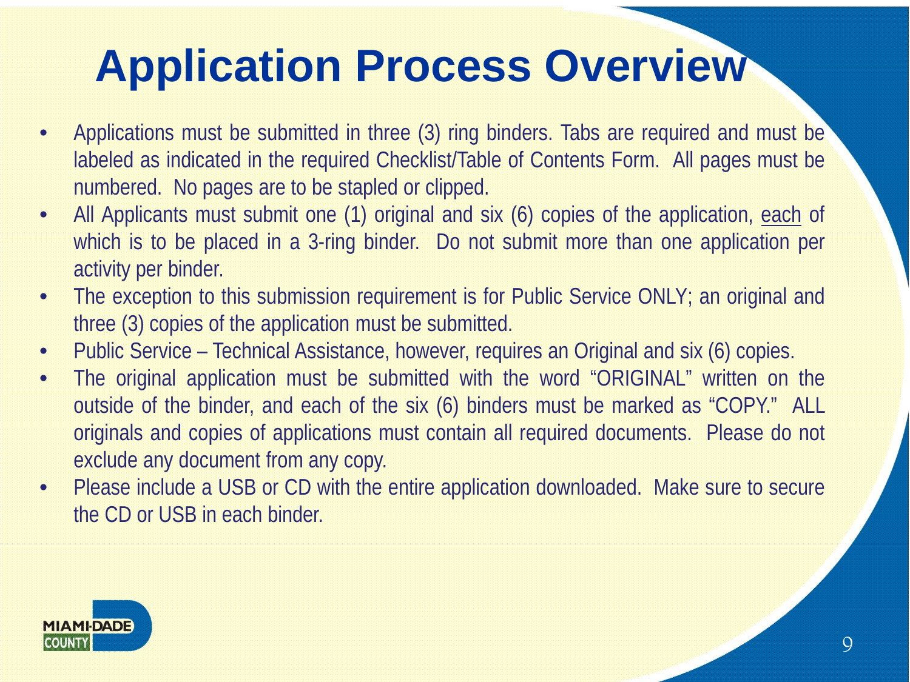# Application Process Overview

- Applications must be submitted in three (3) ring binders. Tabs are required and must be labeled as indicated in the required Checklist/Table of Contents Form. All pages must be numbered. No pages are to be stapled or clipped.
- All Applicants must submit one (1) original and six (6) copies of the application, each of which is to be placed in a 3-ring binder. Do not submit more than one application per activity per binder.
- The exception to this submission requirement is for Public Service ONLY; an original and three (3) copies of the application must be submitted.
- Public Service – Technical Assistance, however, requires an Original and six (6) copies.
- The original application must be submitted with the word "ORIGINAL" written on the outside of the binder, and each of the six (6) binders must be marked as "COPY." ALL originals and copies of applications must contain all required documents. Please do not exclude any document from any copy.
- Please include a USB or CD with the entire application downloaded. Make sure to secure the CD or USB in each binder.

MIAMI-DADE COUNTY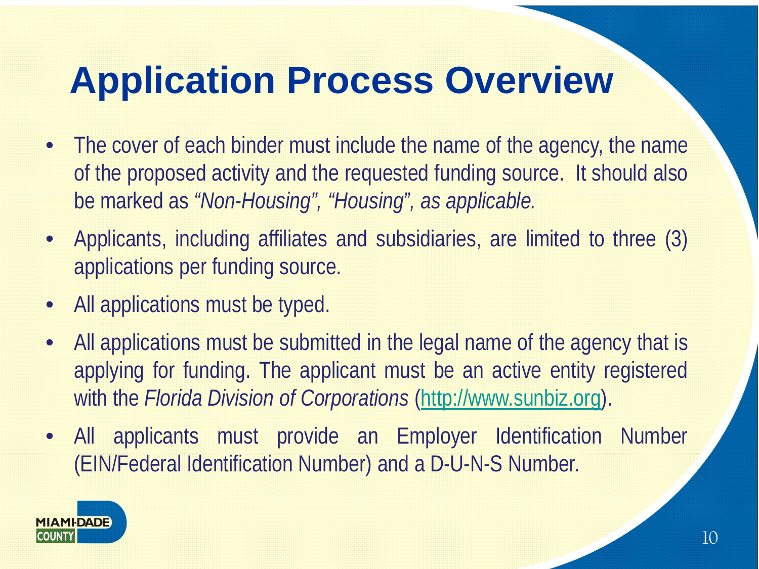# Application Process Overview

- The cover of each binder must include the name of the agency, the name of the proposed activity and the requested funding source. It should also be marked as *"Non-Housing", "Housing", as applicable.*
- Applicants, including affiliates and subsidiaries, are limited to three (3) applications per funding source.
- All applications must be typed.
- All applications must be submitted in the legal name of the agency that is applying for funding. The applicant must be an active entity registered with the *Florida Division of Corporations* (http://www.sunbiz.org).
- All applicants must provide an Employer Identification Number (EIN/Federal Identification Number) and a D-U-N-S Number.

MIAMI-DADE COUNTY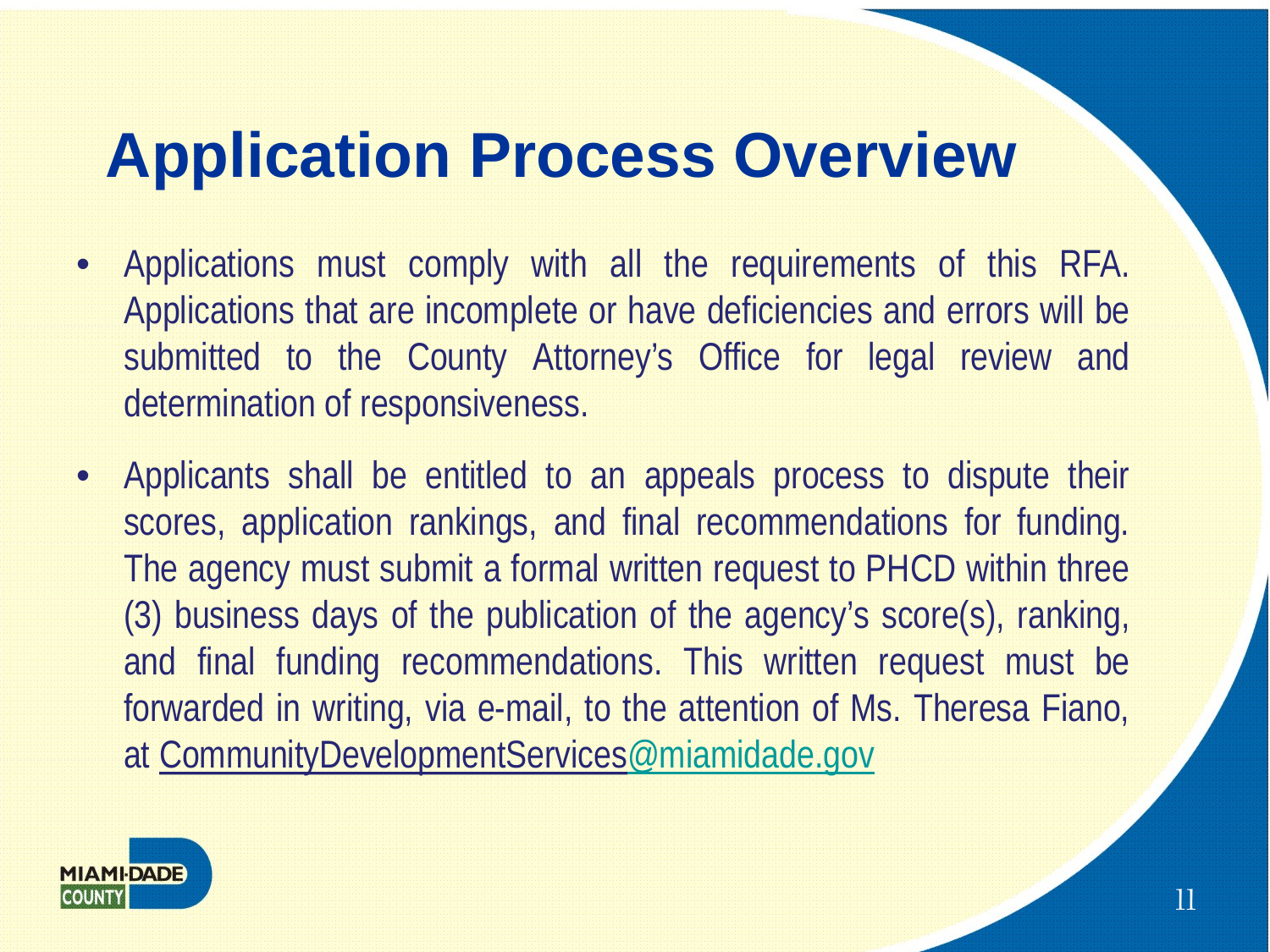# Application Process Overview

- Applications must comply with all the requirements of this RFA. Applications that are incomplete or have deficiencies and errors will be submitted to the County Attorney's Office for legal review and determination of responsiveness.
- Applicants shall be entitled to an appeals process to dispute their scores, application rankings, and final recommendations for funding. The agency must submit a formal written request to PHCD within three (3) business days of the publication of the agency's score(s), ranking, and final funding recommendations. This written request must be forwarded in writing, via e-mail, to the attention of Ms. Theresa Fiano, at CommunityDevelopmentServices@miamidade.gov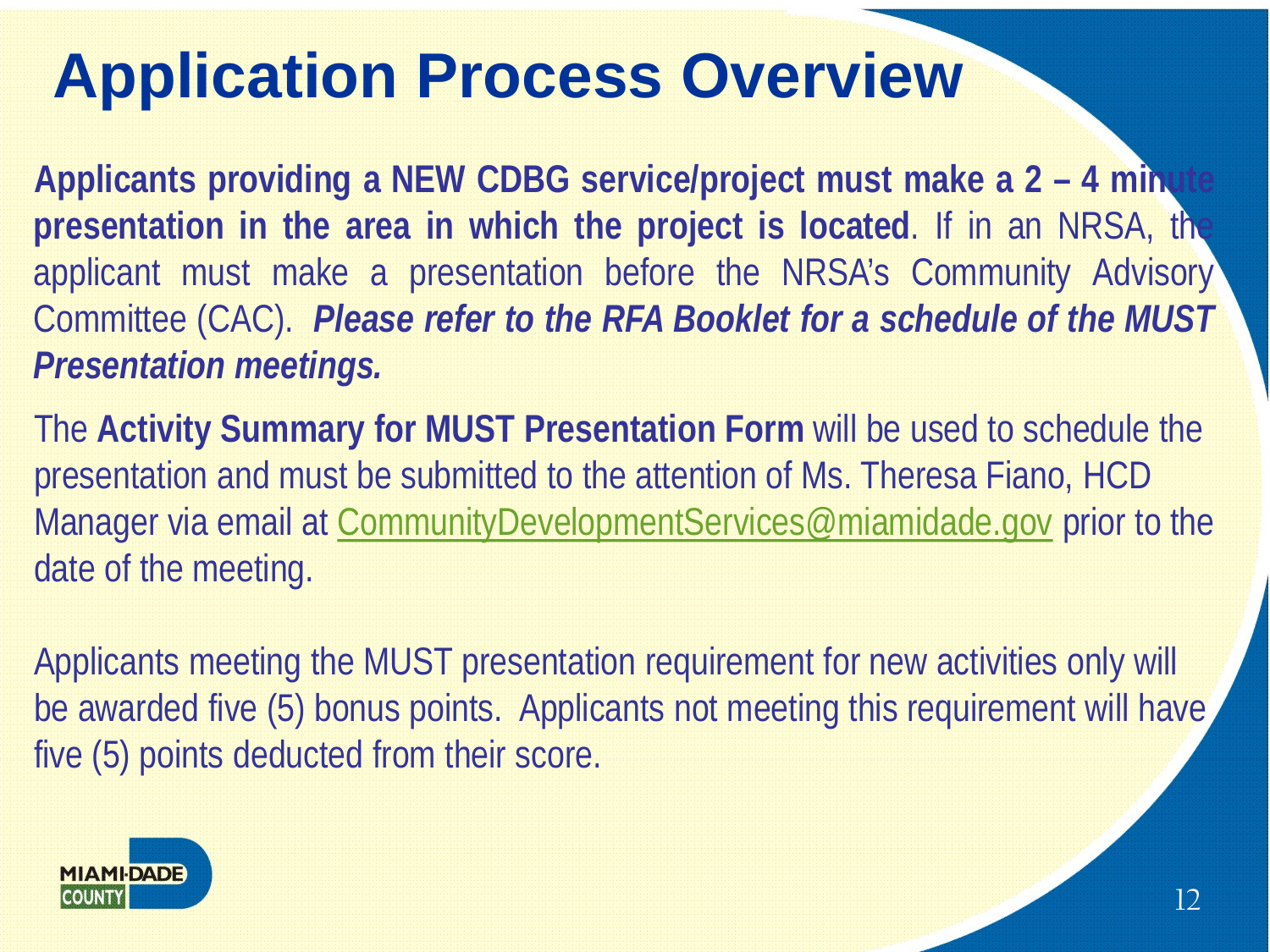# Application Process Overview

**Applicants providing a NEW CDBG service/project must make a 2 – 4 minute presentation in the area in which the project is located**. If in an NRSA, the applicant must make a presentation before the NRSA's Community Advisory Committee (CAC). ***Please refer to the RFA Booklet for a schedule of the MUST Presentation meetings.***

The **Activity Summary for MUST Presentation Form** will be used to schedule the presentation and must be submitted to the attention of Ms. Theresa Fiano, HCD Manager via email at CommunityDevelopmentServices@miamidade.gov prior to the date of the meeting.

Applicants meeting the MUST presentation requirement for new activities only will be awarded five (5) bonus points. Applicants not meeting this requirement will have five (5) points deducted from their score.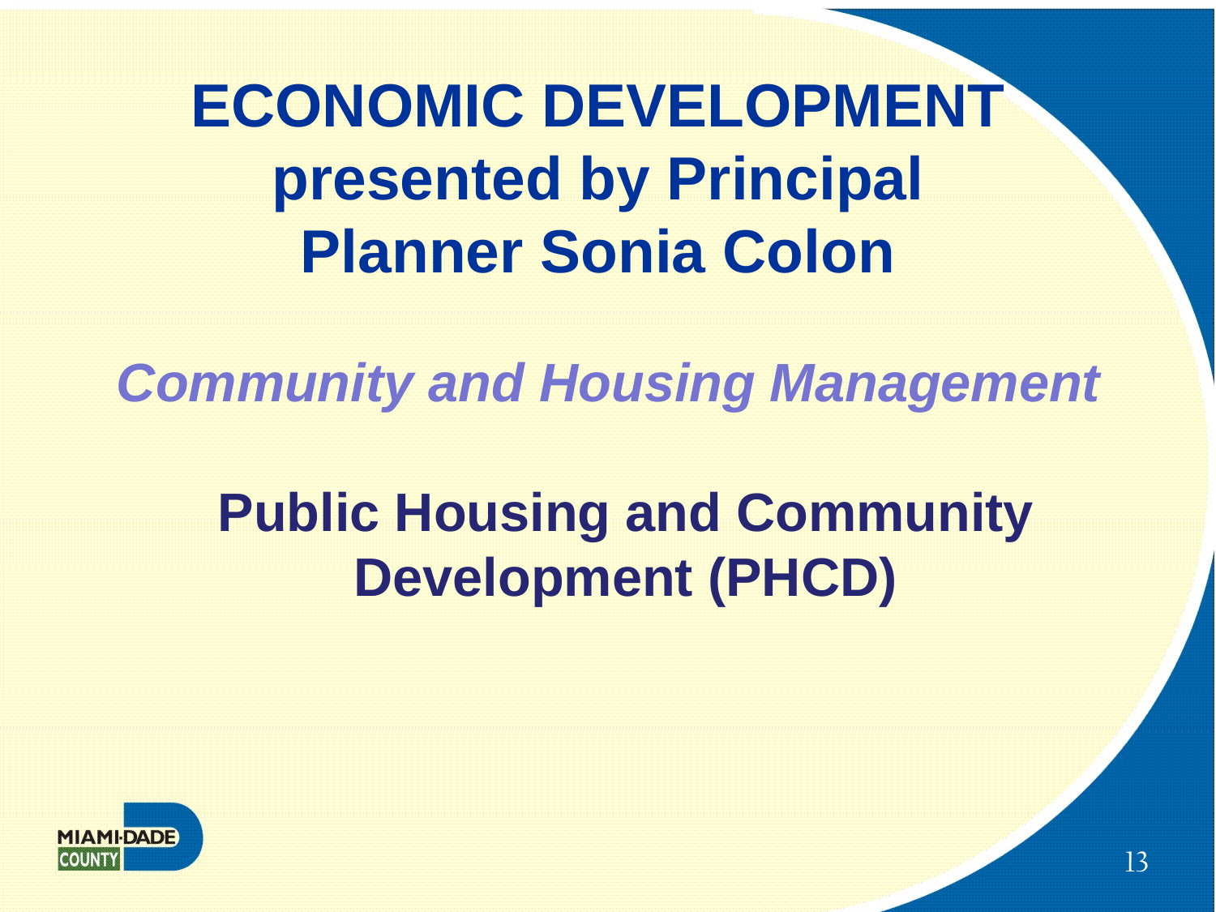# ECONOMIC DEVELOPMENT presented by Principal Planner Sonia Colon

*Community and Housing Management*

## Public Housing and Community Development (PHCD)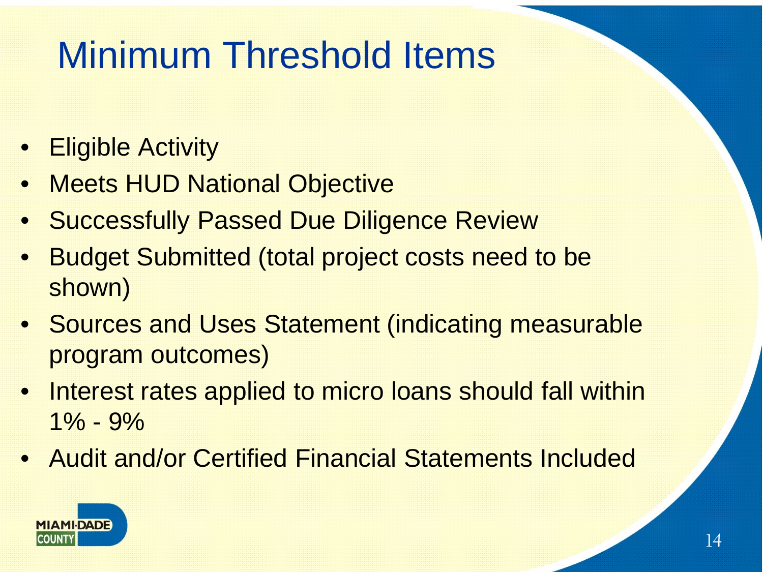# Minimum Threshold Items

- Eligible Activity
- Meets HUD National Objective
- Successfully Passed Due Diligence Review
- Budget Submitted (total project costs need to be shown)
- Sources and Uses Statement (indicating measurable program outcomes)
- Interest rates applied to micro loans should fall within 1% - 9%
- Audit and/or Certified Financial Statements Included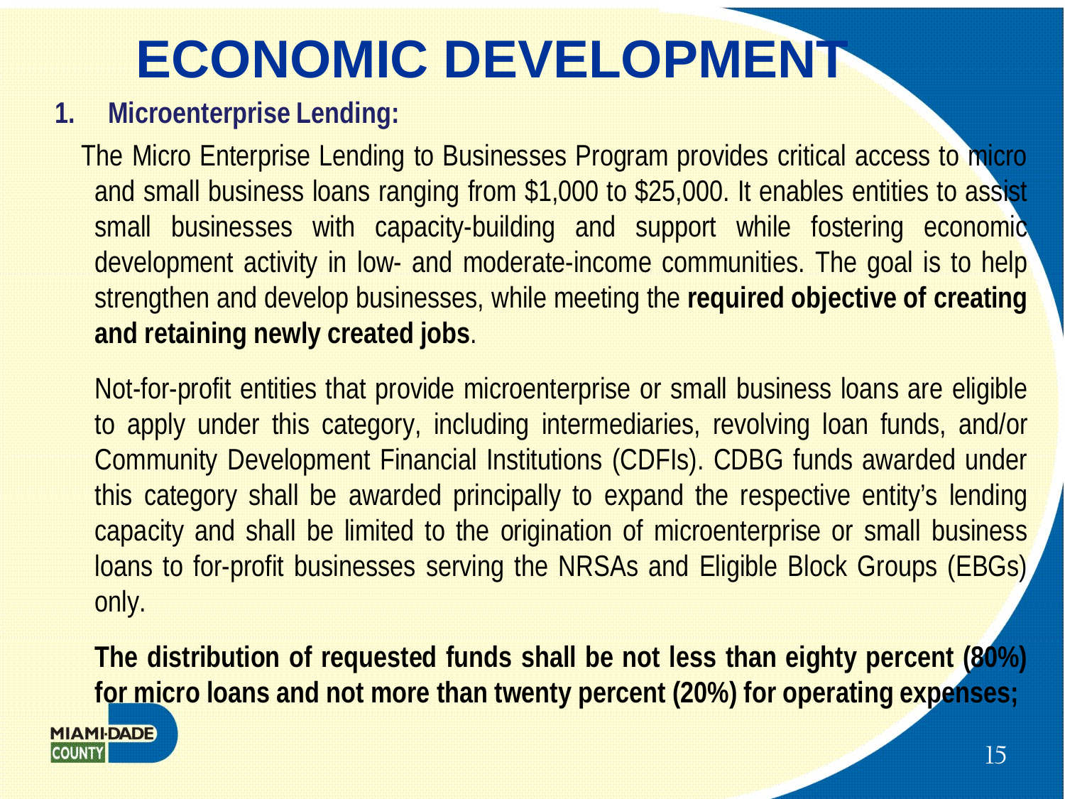# ECONOMIC DEVELOPMENT

**1. Microenterprise Lending:**

The Micro Enterprise Lending to Businesses Program provides critical access to micro and small business loans ranging from $1,000 to $25,000. It enables entities to assist small businesses with capacity-building and support while fostering economic development activity in low- and moderate-income communities. The goal is to help strengthen and develop businesses, while meeting the **required objective of creating and retaining newly created jobs**.

Not-for-profit entities that provide microenterprise or small business loans are eligible to apply under this category, including intermediaries, revolving loan funds, and/or Community Development Financial Institutions (CDFIs). CDBG funds awarded under this category shall be awarded principally to expand the respective entity's lending capacity and shall be limited to the origination of microenterprise or small business loans to for-profit businesses serving the NRSAs and Eligible Block Groups (EBGs) only.

**The distribution of requested funds shall be not less than eighty percent (80%) for micro loans and not more than twenty percent (20%) for operating expenses;**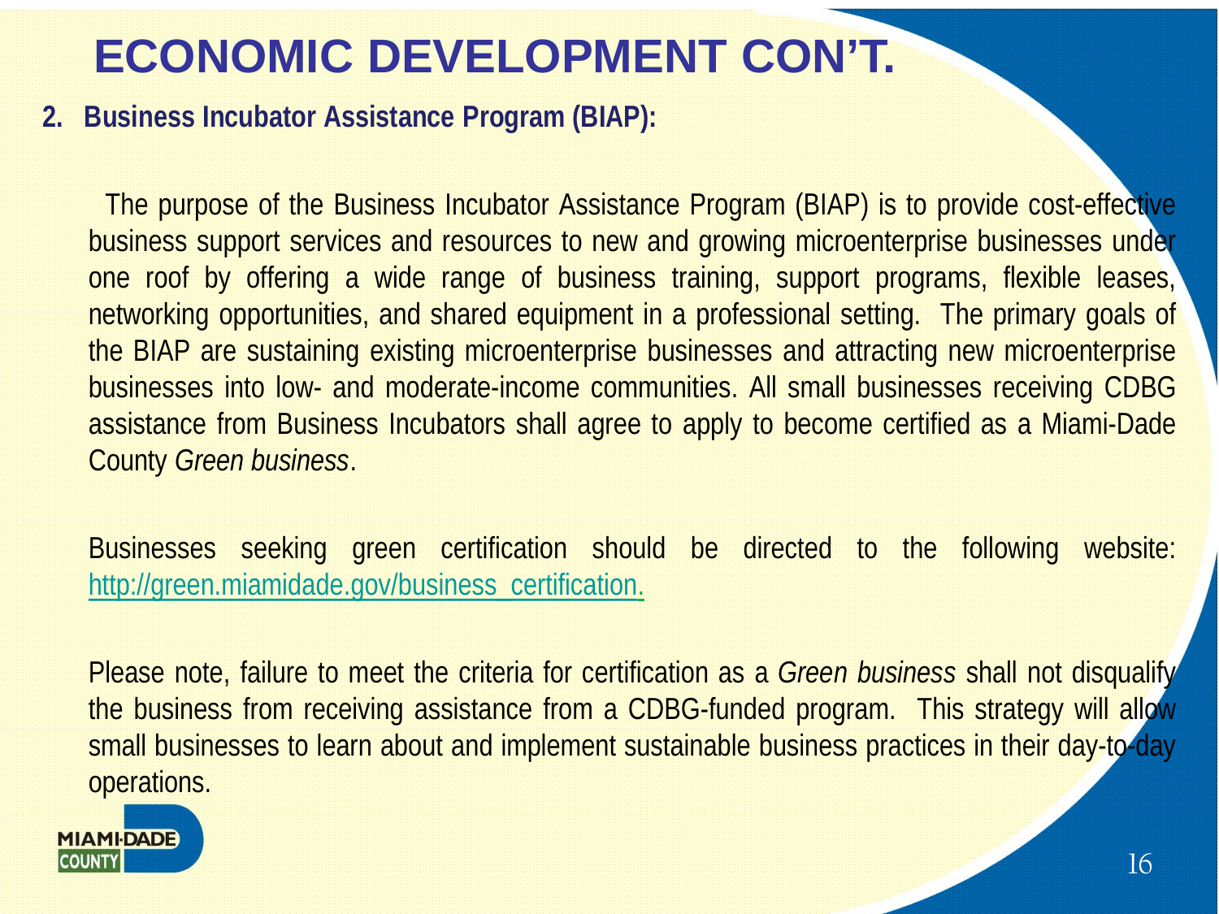# ECONOMIC DEVELOPMENT CON'T.

2. **Business Incubator Assistance Program (BIAP):**

The purpose of the Business Incubator Assistance Program (BIAP) is to provide cost-effective business support services and resources to new and growing microenterprise businesses under one roof by offering a wide range of business training, support programs, flexible leases, networking opportunities, and shared equipment in a professional setting. The primary goals of the BIAP are sustaining existing microenterprise businesses and attracting new microenterprise businesses into low- and moderate-income communities. All small businesses receiving CDBG assistance from Business Incubators shall agree to apply to become certified as a Miami-Dade County *Green business*.

Businesses seeking green certification should be directed to the following website: http://green.miamidade.gov/business_certification.

Please note, failure to meet the criteria for certification as a *Green business* shall not disqualify the business from receiving assistance from a CDBG-funded program. This strategy will allow small businesses to learn about and implement sustainable business practices in their day-to-day operations.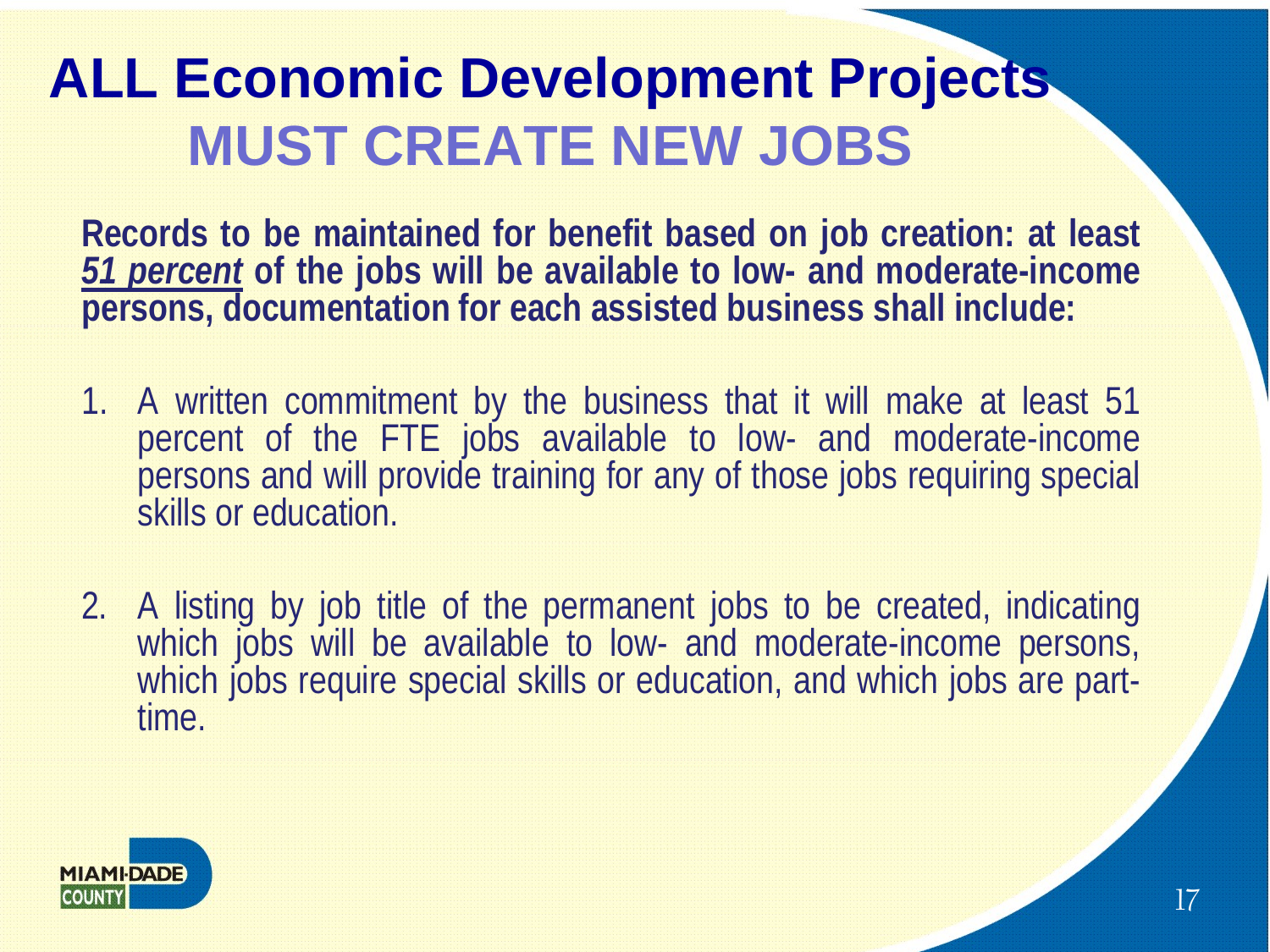# ALL Economic Development Projects
## MUST CREATE NEW JOBS

**Records to be maintained for benefit based on job creation: at least *51 percent* of the jobs will be available to low- and moderate-income persons, documentation for each assisted business shall include:**

1. A written commitment by the business that it will make at least 51 percent of the FTE jobs available to low- and moderate-income persons and will provide training for any of those jobs requiring special skills or education.

2. A listing by job title of the permanent jobs to be created, indicating which jobs will be available to low- and moderate-income persons, which jobs require special skills or education, and which jobs are part-time.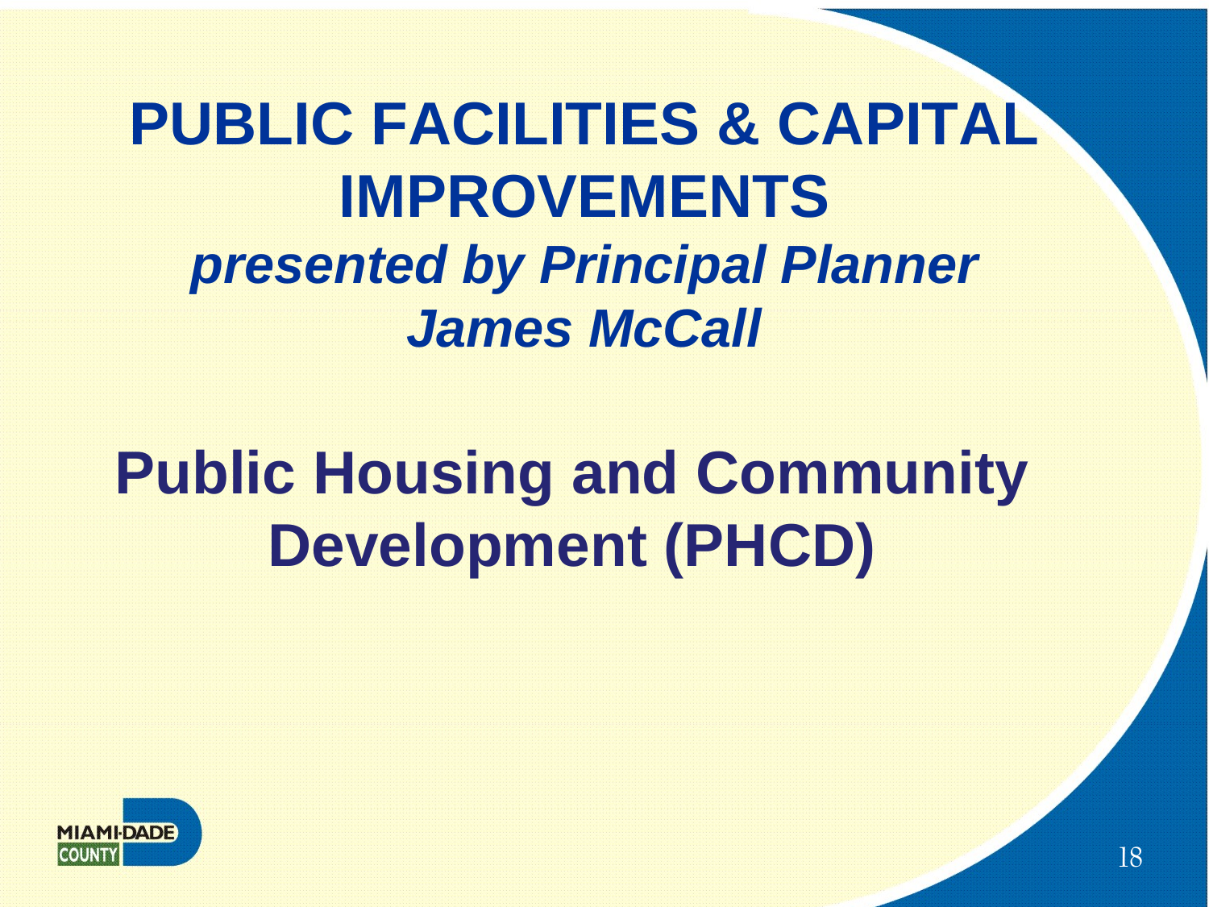# PUBLIC FACILITIES & CAPITAL IMPROVEMENTS

***presented by Principal Planner James McCall***

## Public Housing and Community Development (PHCD)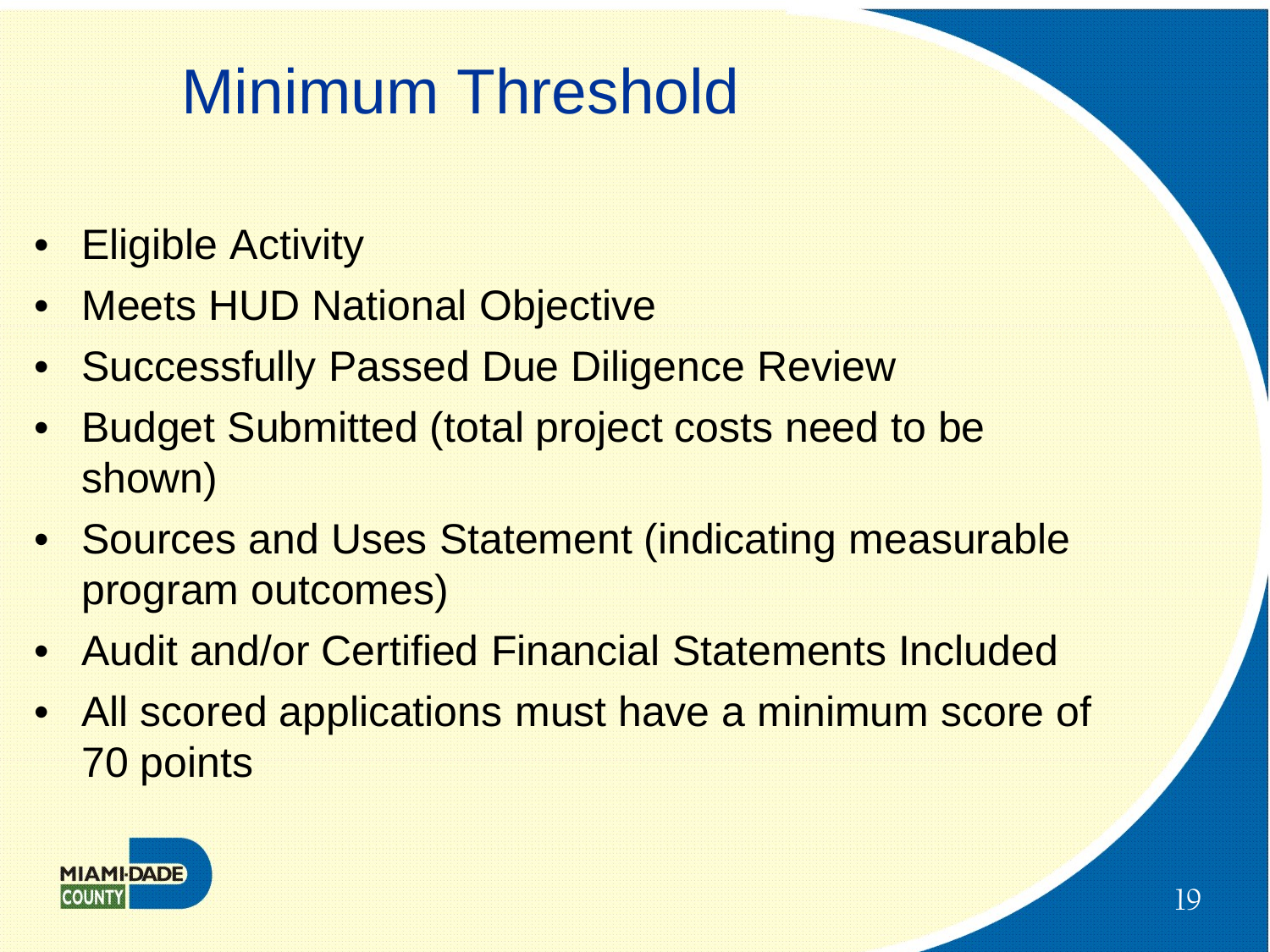# Minimum Threshold

- Eligible Activity
- Meets HUD National Objective
- Successfully Passed Due Diligence Review
- Budget Submitted (total project costs need to be shown)
- Sources and Uses Statement (indicating measurable program outcomes)
- Audit and/or Certified Financial Statements Included
- All scored applications must have a minimum score of 70 points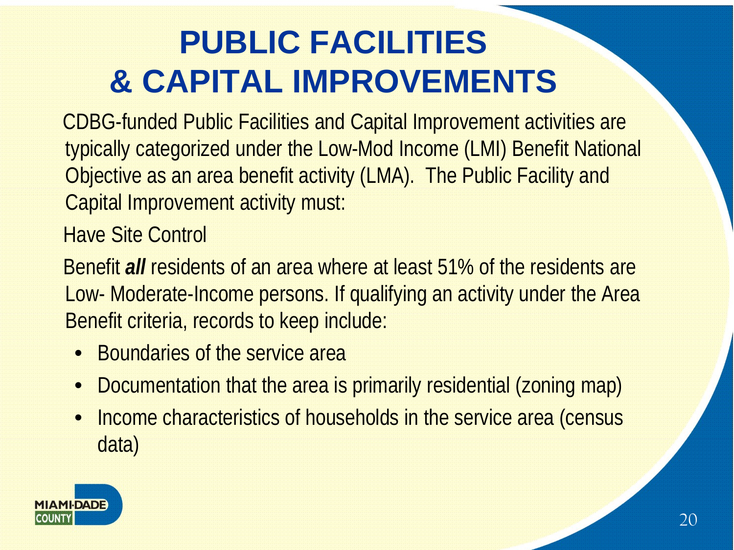# PUBLIC FACILITIES & CAPITAL IMPROVEMENTS

CDBG-funded Public Facilities and Capital Improvement activities are typically categorized under the Low-Mod Income (LMI) Benefit National Objective as an area benefit activity (LMA). The Public Facility and Capital Improvement activity must:

Have Site Control

Benefit ***all*** residents of an area where at least 51% of the residents are Low- Moderate-Income persons. If qualifying an activity under the Area Benefit criteria, records to keep include:

- Boundaries of the service area
- Documentation that the area is primarily residential (zoning map)
- Income characteristics of households in the service area (census data)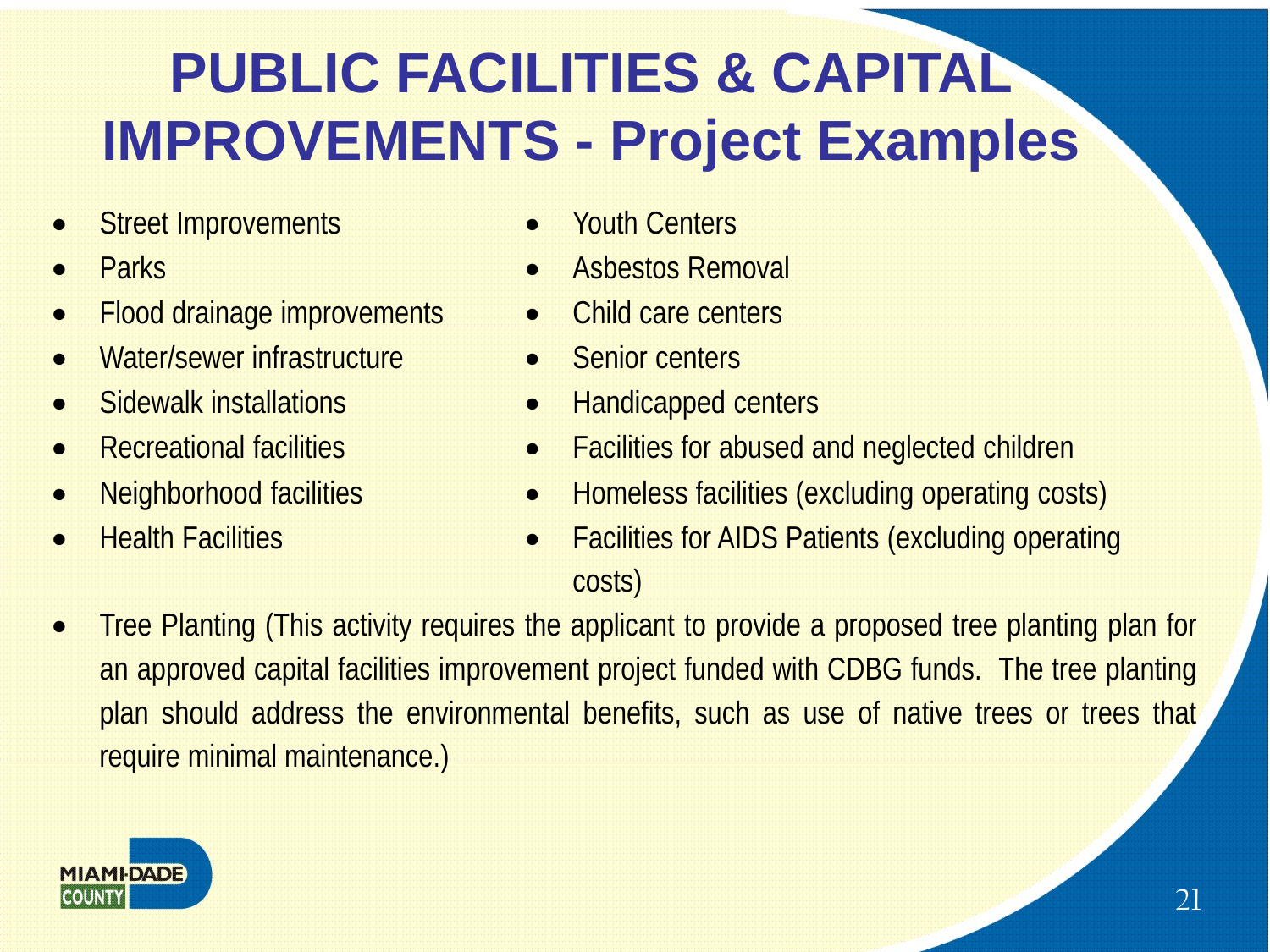# PUBLIC FACILITIES & CAPITAL IMPROVEMENTS - Project Examples

- Street Improvements
- Parks
- Flood drainage improvements
- Water/sewer infrastructure
- Sidewalk installations
- Recreational facilities
- Neighborhood facilities
- Health Facilities
- Youth Centers
- Asbestos Removal
- Child care centers
- Senior centers
- Handicapped centers
- Facilities for abused and neglected children
- Homeless facilities (excluding operating costs)
- Facilities for AIDS Patients (excluding operating costs)
- Tree Planting (This activity requires the applicant to provide a proposed tree planting plan for an approved capital facilities improvement project funded with CDBG funds. The tree planting plan should address the environmental benefits, such as use of native trees or trees that require minimal maintenance.)

MIAMI-DADE COUNTY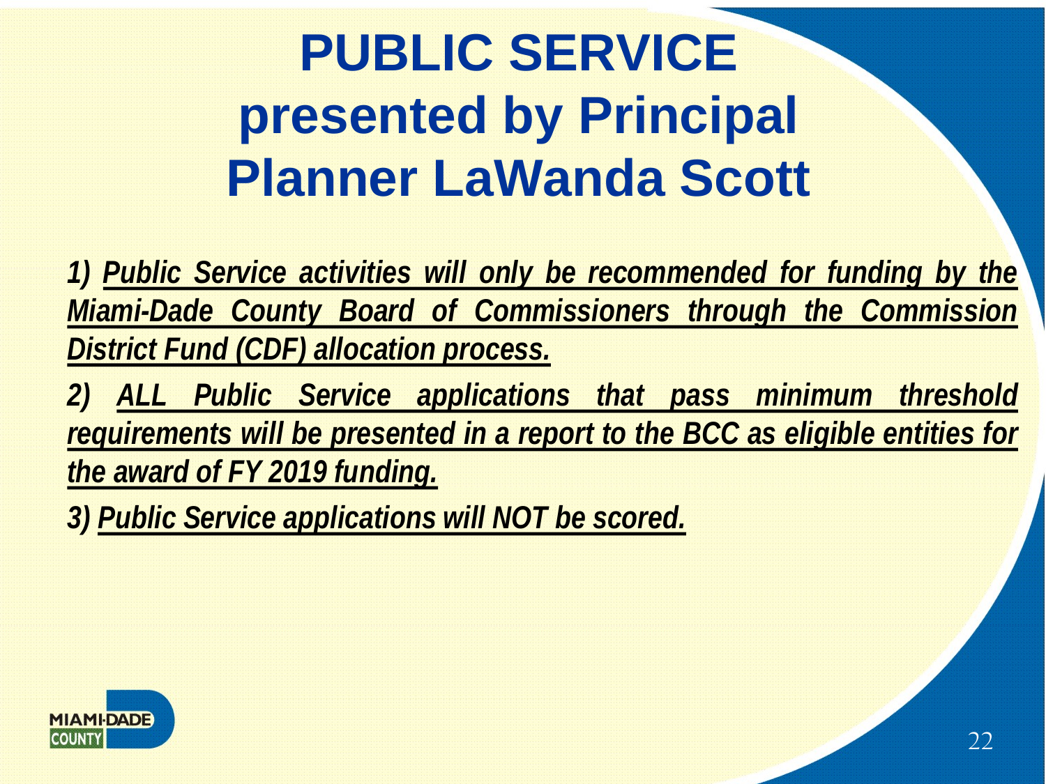# PUBLIC SERVICE presented by Principal Planner LaWanda Scott

*1) Public Service activities will only be recommended for funding by the Miami-Dade County Board of Commissioners through the Commission District Fund (CDF) allocation process.*

*2) ALL Public Service applications that pass minimum threshold requirements will be presented in a report to the BCC as eligible entities for the award of FY 2019 funding.*

*3) Public Service applications will NOT be scored.*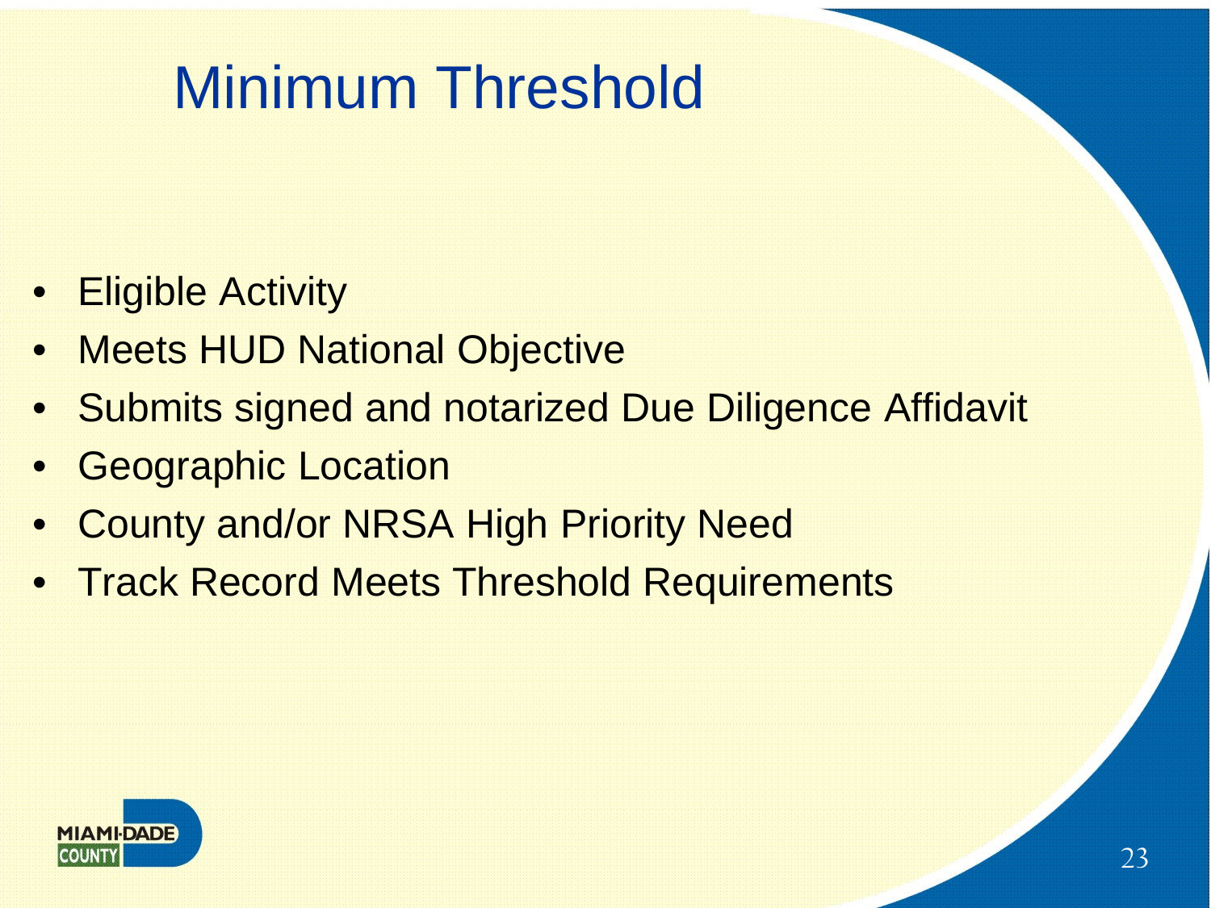# Minimum Threshold

- Eligible Activity
- Meets HUD National Objective
- Submits signed and notarized Due Diligence Affidavit
- Geographic Location
- County and/or NRSA High Priority Need
- Track Record Meets Threshold Requirements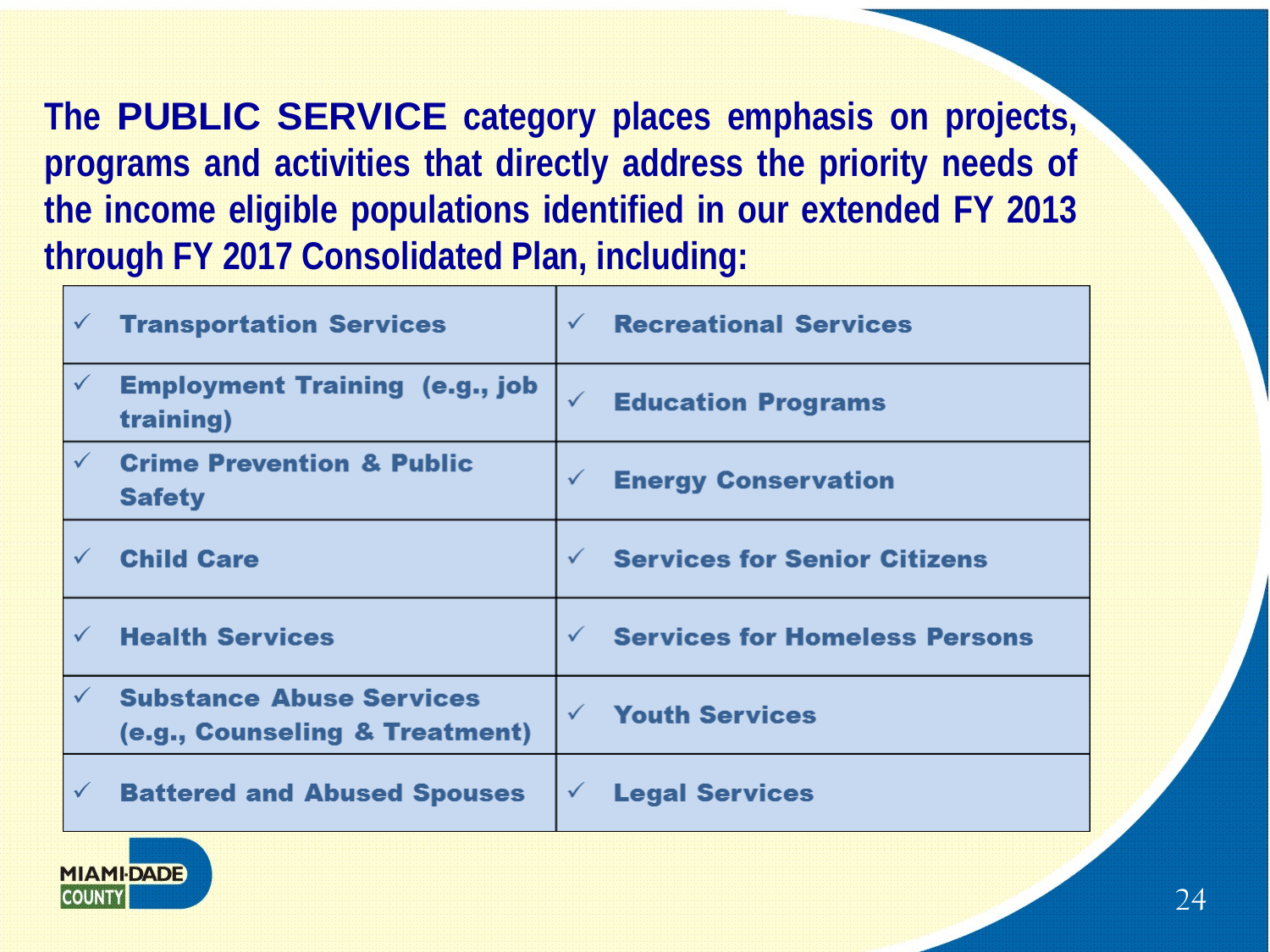**The PUBLIC SERVICE category places emphasis on projects, programs and activities that directly address the priority needs of the income eligible populations identified in our extended FY 2013 through FY 2017 Consolidated Plan, including:**

| | |
|---|---|
| ✓ Transportation Services | ✓ Recreational Services |
| ✓ Employment Training (e.g., job training) | ✓ Education Programs |
| ✓ Crime Prevention & Public Safety | ✓ Energy Conservation |
| ✓ Child Care | ✓ Services for Senior Citizens |
| ✓ Health Services | ✓ Services for Homeless Persons |
| ✓ Substance Abuse Services (e.g., Counseling & Treatment) | ✓ Youth Services |
| ✓ Battered and Abused Spouses | ✓ Legal Services |

MIAMI-DADE COUNTY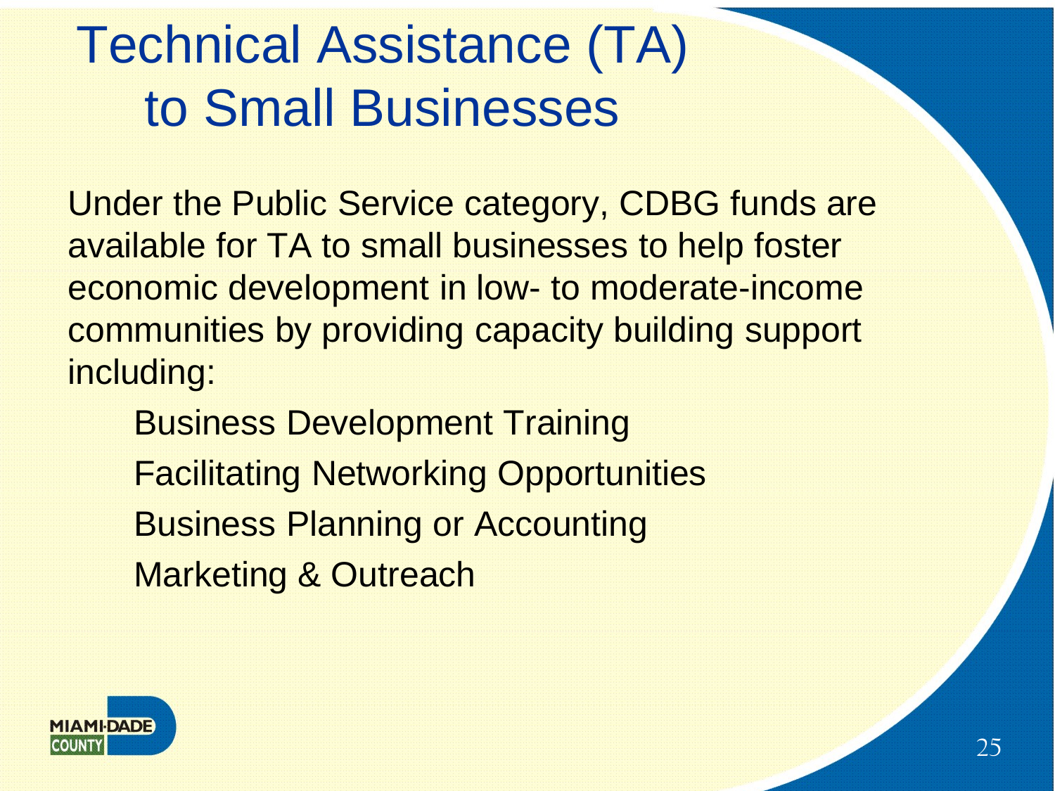# Technical Assistance (TA) to Small Businesses

Under the Public Service category, CDBG funds are available for TA to small businesses to help foster economic development in low- to moderate-income communities by providing capacity building support including:

- Business Development Training
- Facilitating Networking Opportunities
- Business Planning or Accounting
- Marketing & Outreach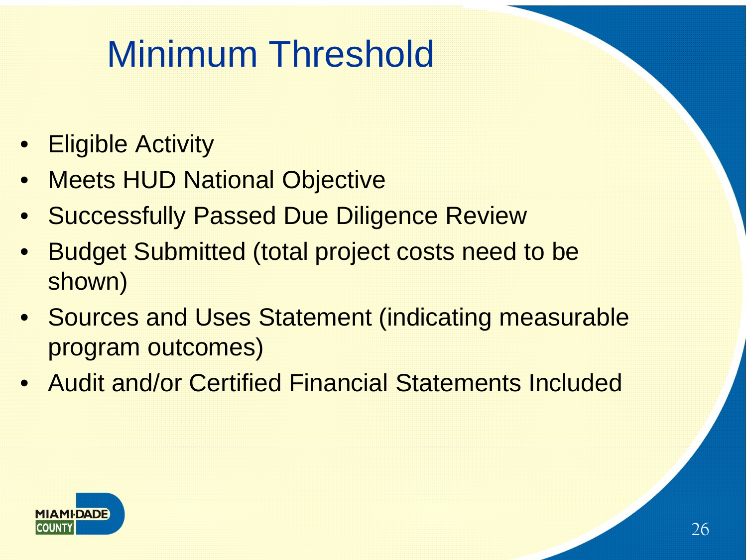# Minimum Threshold

- Eligible Activity
- Meets HUD National Objective
- Successfully Passed Due Diligence Review
- Budget Submitted (total project costs need to be shown)
- Sources and Uses Statement (indicating measurable program outcomes)
- Audit and/or Certified Financial Statements Included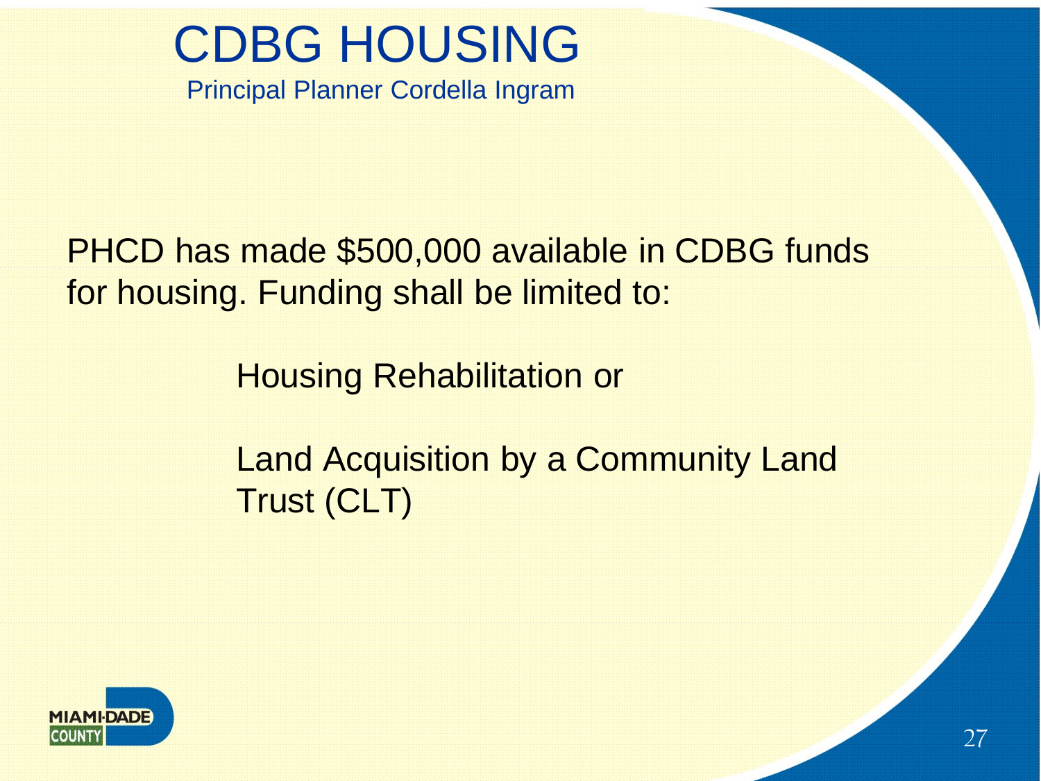# CDBG HOUSING

Principal Planner Cordella Ingram

PHCD has made $500,000 available in CDBG funds for housing. Funding shall be limited to:

Housing Rehabilitation or

Land Acquisition by a Community Land Trust (CLT)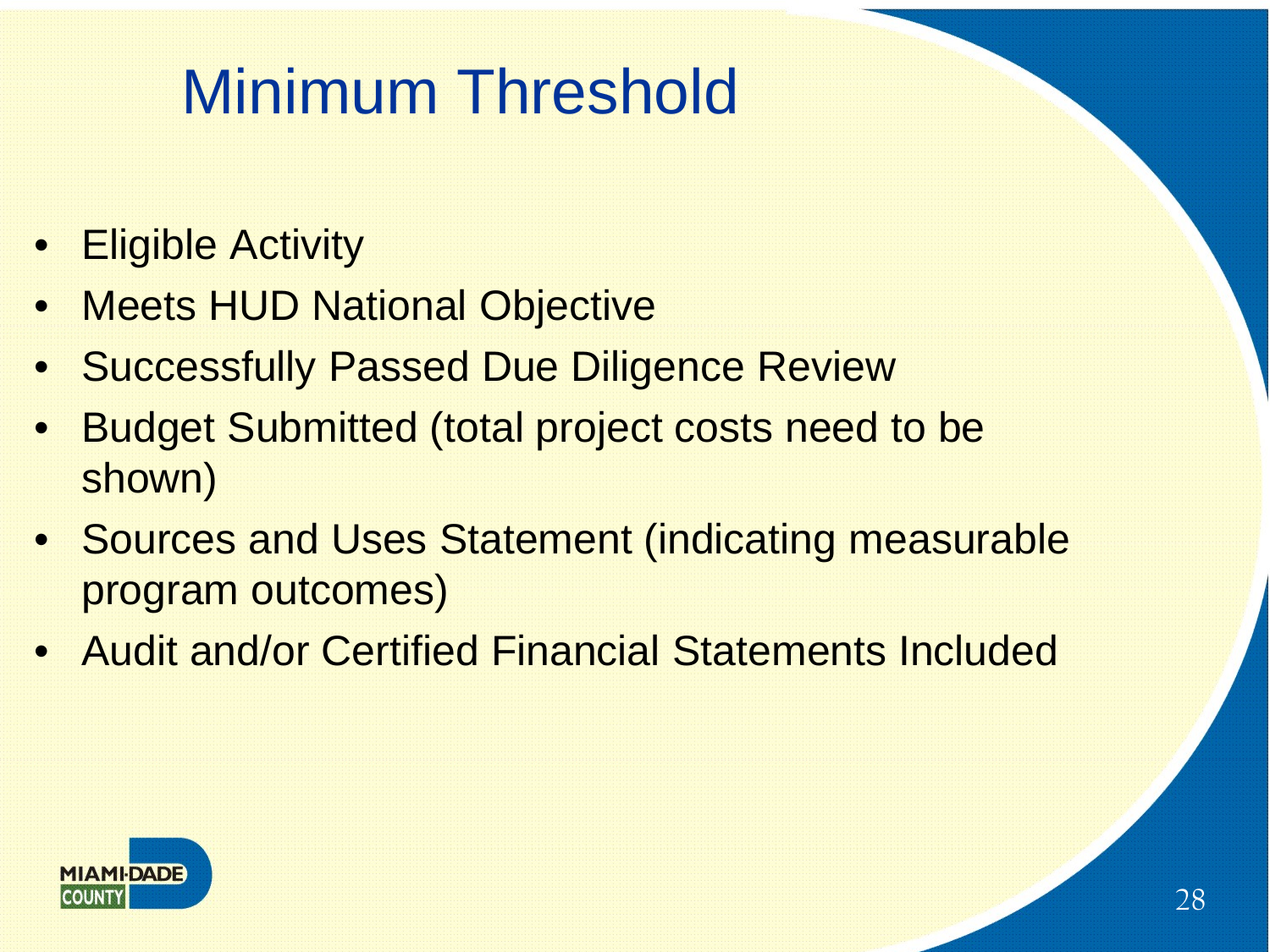# Minimum Threshold

- Eligible Activity
- Meets HUD National Objective
- Successfully Passed Due Diligence Review
- Budget Submitted (total project costs need to be shown)
- Sources and Uses Statement (indicating measurable program outcomes)
- Audit and/or Certified Financial Statements Included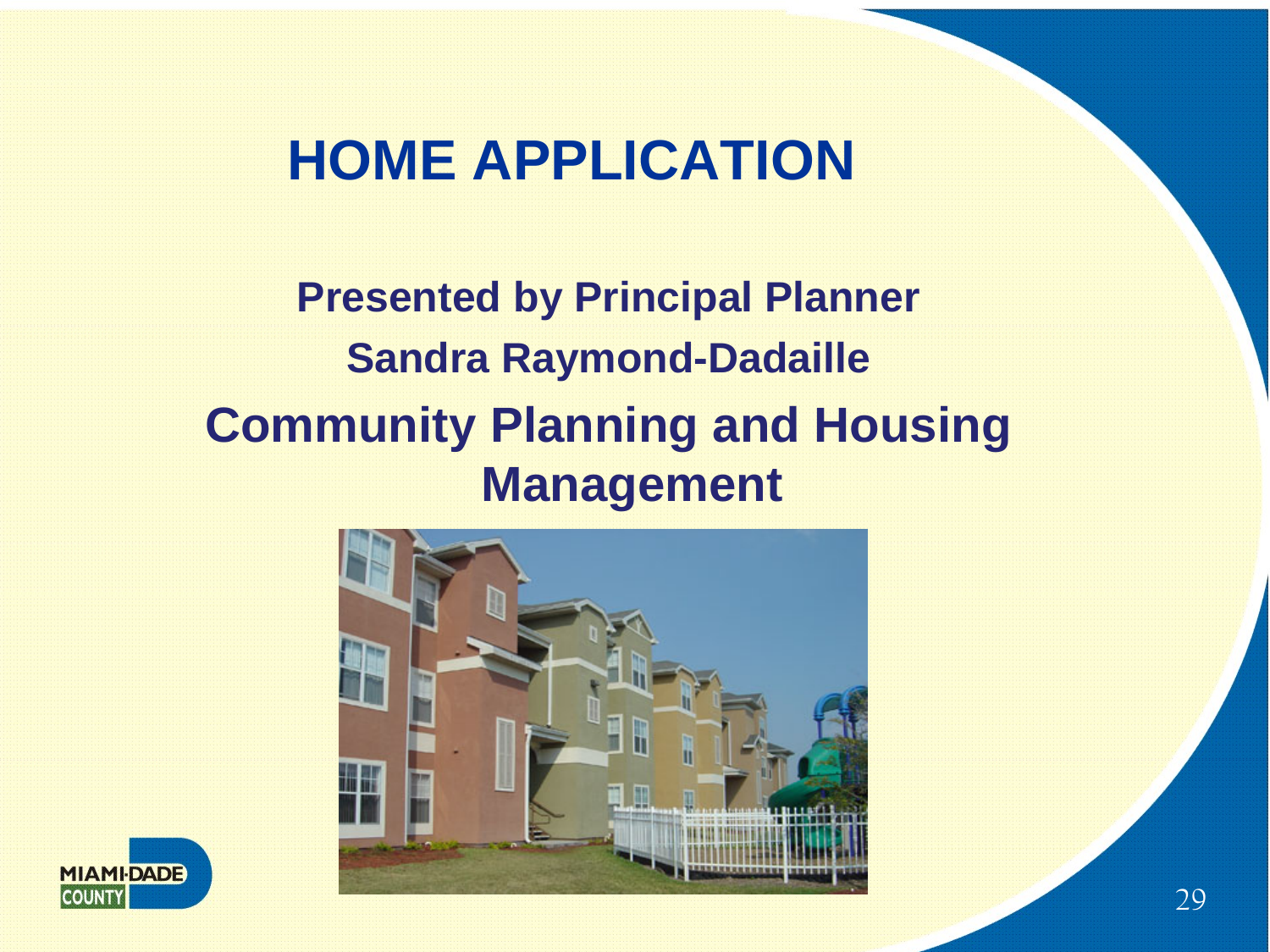# HOME APPLICATION

**Presented by Principal Planner**

**Sandra Raymond-Dadaille**

**Community Planning and Housing Management**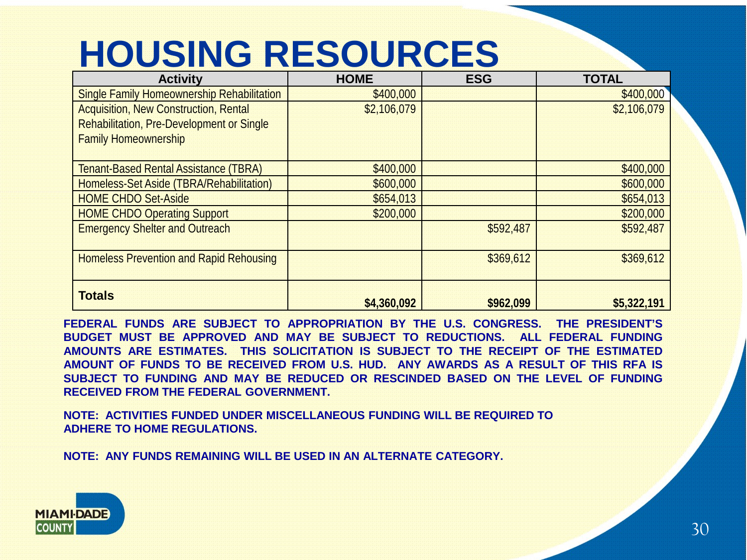# HOUSING RESOURCES

| Activity | HOME | ESG | TOTAL |
|---|---|---|---|
| Single Family Homeownership Rehabilitation | $400,000 | | $400,000 |
| Acquisition, New Construction, Rental Rehabilitation, Pre-Development or Single Family Homeownership | $2,106,079 | | $2,106,079 |
| Tenant-Based Rental Assistance (TBRA) | $400,000 | | $400,000 |
| Homeless-Set Aside (TBRA/Rehabilitation) | $600,000 | | $600,000 |
| HOME CHDO Set-Aside | $654,013 | | $654,013 |
| HOME CHDO Operating Support | $200,000 | | $200,000 |
| Emergency Shelter and Outreach | | $592,487 | $592,487 |
| Homeless Prevention and Rapid Rehousing | | $369,612 | $369,612 |
| **Totals** | **$4,360,092** | **$962,099** | **$5,322,191** |

**FEDERAL FUNDS ARE SUBJECT TO APPROPRIATION BY THE U.S. CONGRESS. THE PRESIDENT'S BUDGET MUST BE APPROVED AND MAY BE SUBJECT TO REDUCTIONS. ALL FEDERAL FUNDING AMOUNTS ARE ESTIMATES. THIS SOLICITATION IS SUBJECT TO THE RECEIPT OF THE ESTIMATED AMOUNT OF FUNDS TO BE RECEIVED FROM U.S. HUD. ANY AWARDS AS A RESULT OF THIS RFA IS SUBJECT TO FUNDING AND MAY BE REDUCED OR RESCINDED BASED ON THE LEVEL OF FUNDING RECEIVED FROM THE FEDERAL GOVERNMENT.**

**NOTE: ACTIVITIES FUNDED UNDER MISCELLANEOUS FUNDING WILL BE REQUIRED TO ADHERE TO HOME REGULATIONS.**

**NOTE: ANY FUNDS REMAINING WILL BE USED IN AN ALTERNATE CATEGORY.**

MIAMI-DADE COUNTY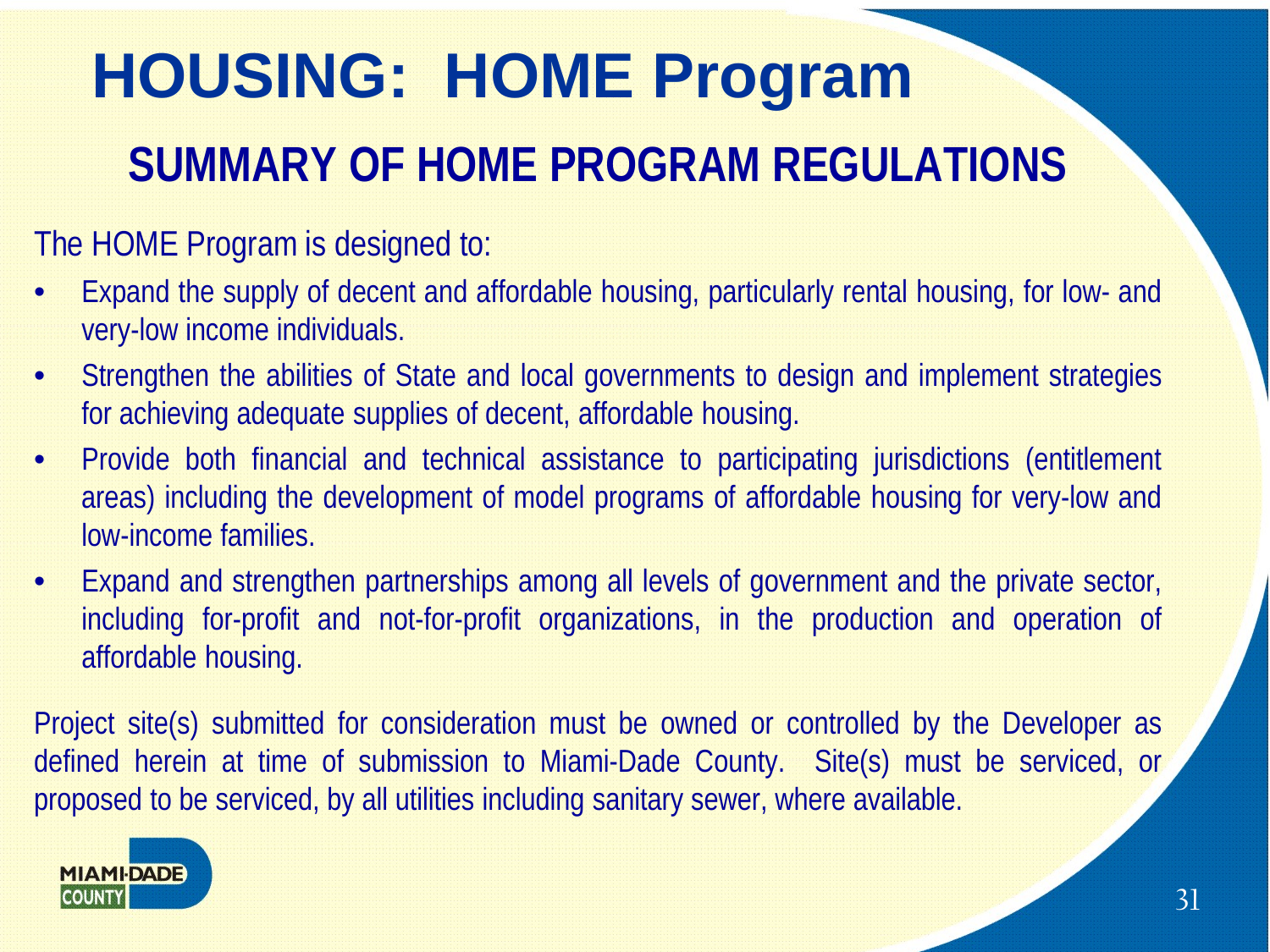# HOUSING: HOME Program

## SUMMARY OF HOME PROGRAM REGULATIONS

The HOME Program is designed to:

- Expand the supply of decent and affordable housing, particularly rental housing, for low- and very-low income individuals.
- Strengthen the abilities of State and local governments to design and implement strategies for achieving adequate supplies of decent, affordable housing.
- Provide both financial and technical assistance to participating jurisdictions (entitlement areas) including the development of model programs of affordable housing for very-low and low-income families.
- Expand and strengthen partnerships among all levels of government and the private sector, including for-profit and not-for-profit organizations, in the production and operation of affordable housing.

Project site(s) submitted for consideration must be owned or controlled by the Developer as defined herein at time of submission to Miami-Dade County. Site(s) must be serviced, or proposed to be serviced, by all utilities including sanitary sewer, where available.

MIAMI-DADE COUNTY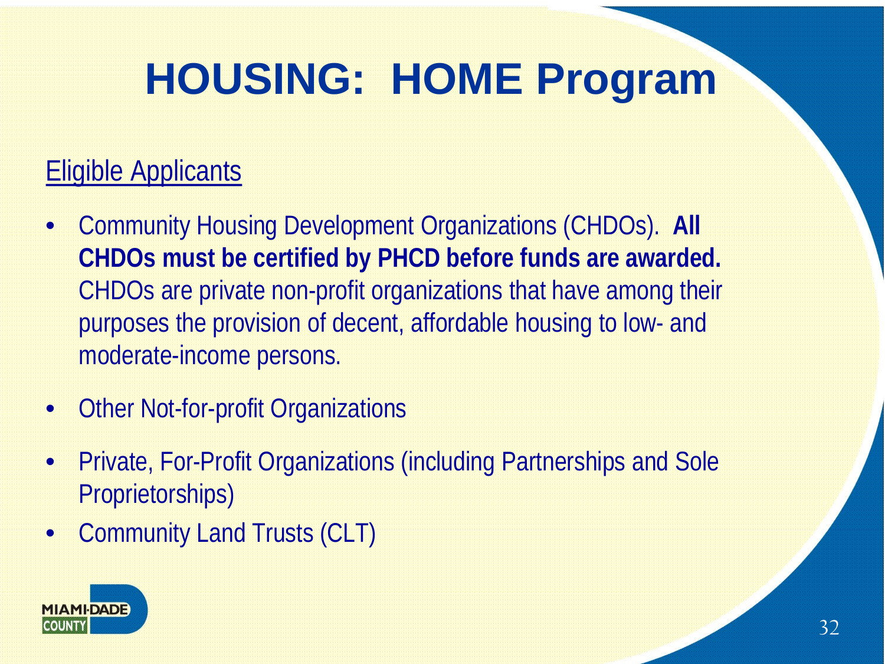# HOUSING: HOME Program

Eligible Applicants

- Community Housing Development Organizations (CHDOs). **All CHDOs must be certified by PHCD before funds are awarded.** CHDOs are private non-profit organizations that have among their purposes the provision of decent, affordable housing to low- and moderate-income persons.
- Other Not-for-profit Organizations
- Private, For-Profit Organizations (including Partnerships and Sole Proprietorships)
- Community Land Trusts (CLT)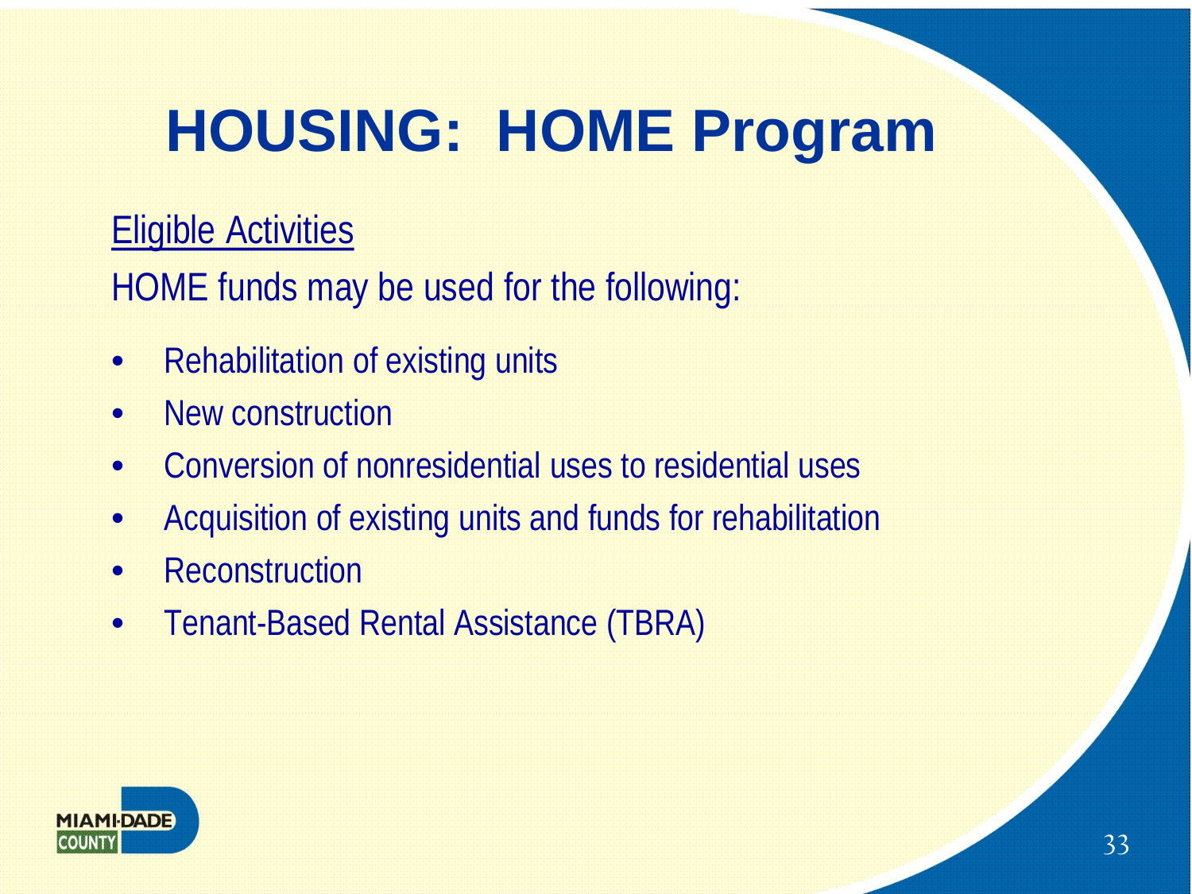# HOUSING: HOME Program

Eligible Activities

HOME funds may be used for the following:

- Rehabilitation of existing units
- New construction
- Conversion of nonresidential uses to residential uses
- Acquisition of existing units and funds for rehabilitation
- Reconstruction
- Tenant-Based Rental Assistance (TBRA)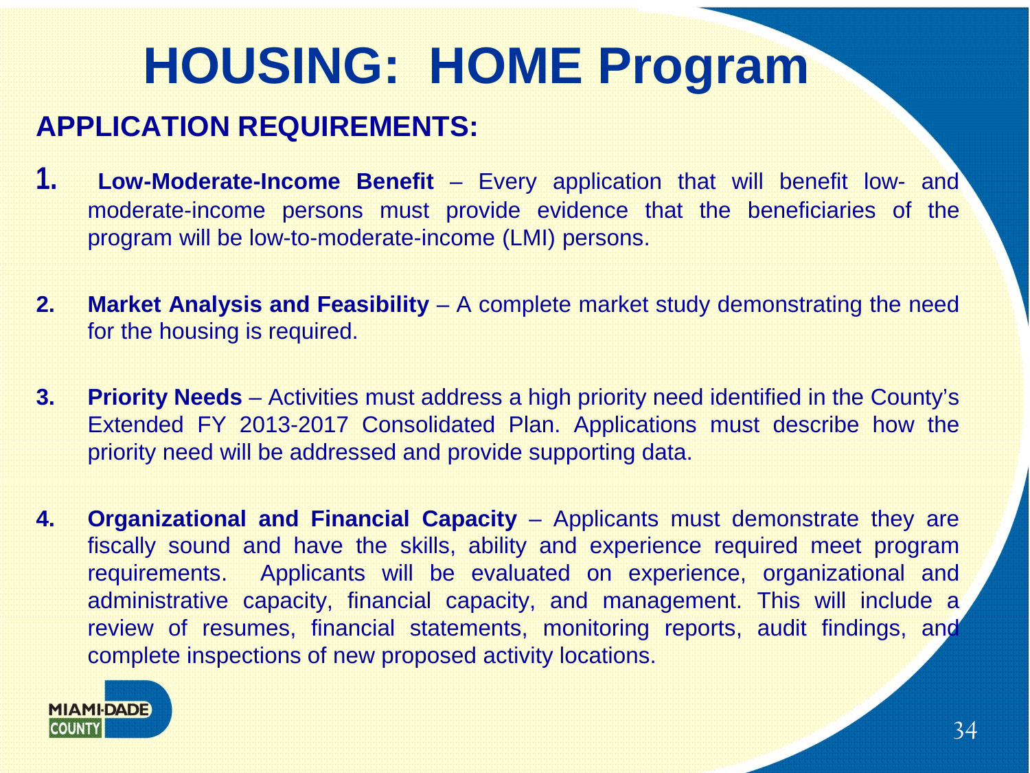# HOUSING: HOME Program

## APPLICATION REQUIREMENTS:

1. **Low-Moderate-Income Benefit** – Every application that will benefit low- and moderate-income persons must provide evidence that the beneficiaries of the program will be low-to-moderate-income (LMI) persons.

2. **Market Analysis and Feasibility** – A complete market study demonstrating the need for the housing is required.

3. **Priority Needs** – Activities must address a high priority need identified in the County's Extended FY 2013-2017 Consolidated Plan. Applications must describe how the priority need will be addressed and provide supporting data.

4. **Organizational and Financial Capacity** – Applicants must demonstrate they are fiscally sound and have the skills, ability and experience required meet program requirements. Applicants will be evaluated on experience, organizational and administrative capacity, financial capacity, and management. This will include a review of resumes, financial statements, monitoring reports, audit findings, and complete inspections of new proposed activity locations.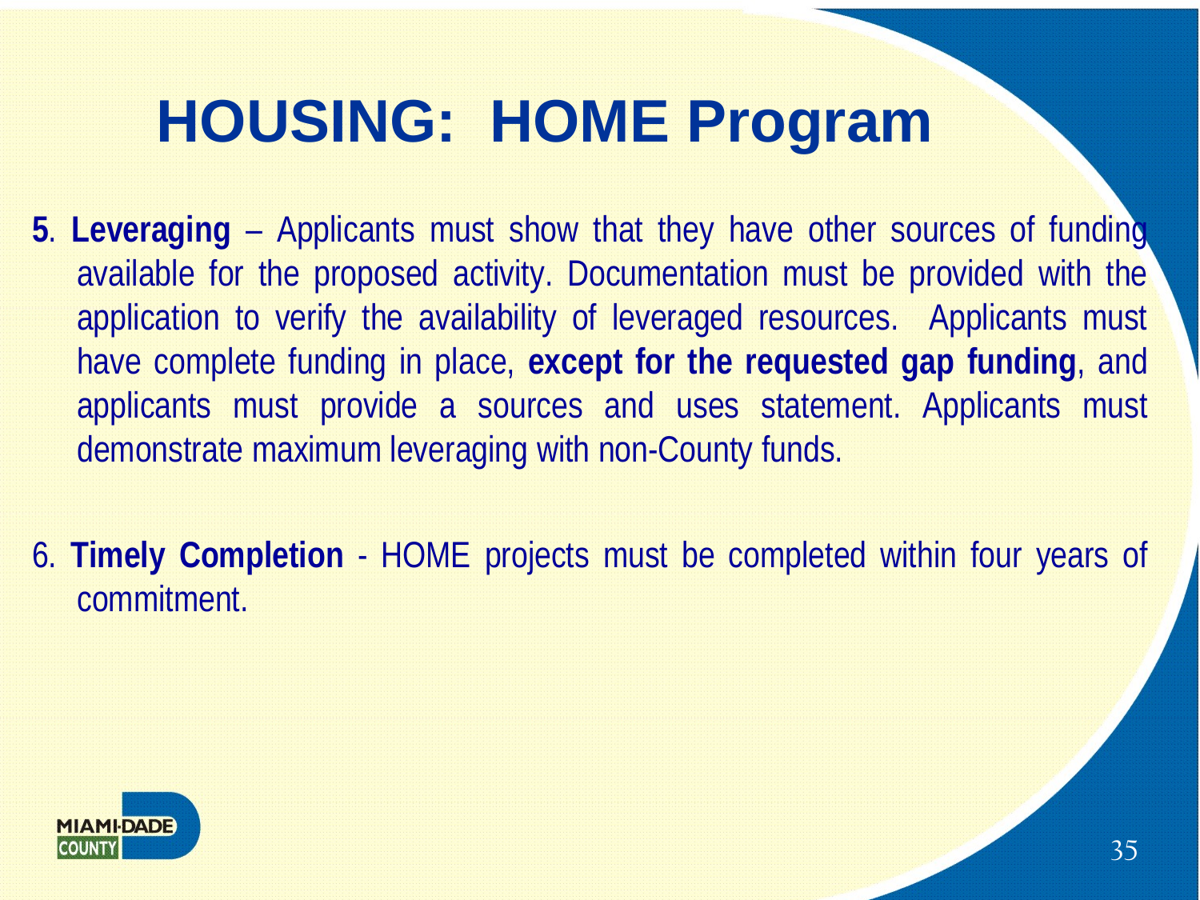# HOUSING: HOME Program

**5**. **Leveraging** – Applicants must show that they have other sources of funding available for the proposed activity. Documentation must be provided with the application to verify the availability of leveraged resources. Applicants must have complete funding in place, **except for the requested gap funding**, and applicants must provide a sources and uses statement. Applicants must demonstrate maximum leveraging with non-County funds.

6. **Timely Completion** - HOME projects must be completed within four years of commitment.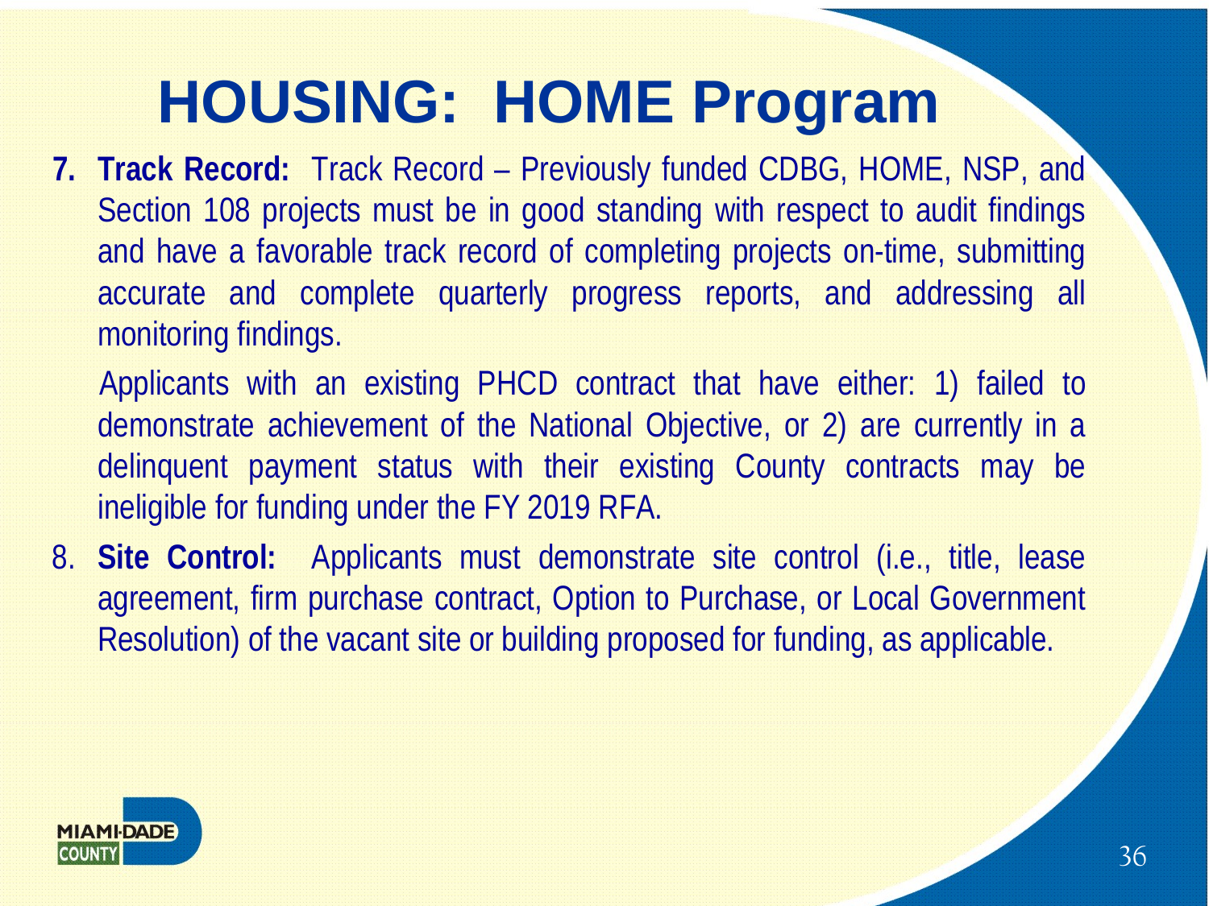# HOUSING: HOME Program

7. **Track Record:** Track Record – Previously funded CDBG, HOME, NSP, and Section 108 projects must be in good standing with respect to audit findings and have a favorable track record of completing projects on-time, submitting accurate and complete quarterly progress reports, and addressing all monitoring findings.

   Applicants with an existing PHCD contract that have either: 1) failed to demonstrate achievement of the National Objective, or 2) are currently in a delinquent payment status with their existing County contracts may be ineligible for funding under the FY 2019 RFA.

8. **Site Control:** Applicants must demonstrate site control (i.e., title, lease agreement, firm purchase contract, Option to Purchase, or Local Government Resolution) of the vacant site or building proposed for funding, as applicable.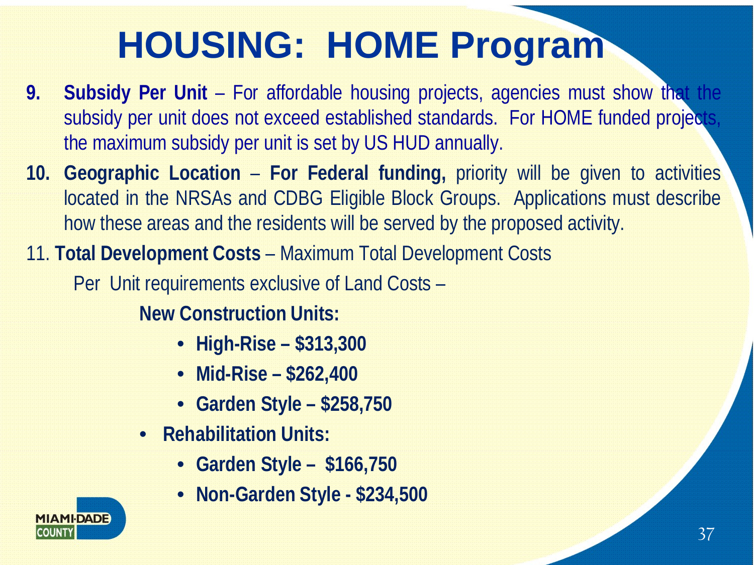# HOUSING: HOME Program

9. **Subsidy Per Unit** – For affordable housing projects, agencies must show that the subsidy per unit does not exceed established standards. For HOME funded projects, the maximum subsidy per unit is set by US HUD annually.

10. **Geographic Location** – **For Federal funding,** priority will be given to activities located in the NRSAs and CDBG Eligible Block Groups. Applications must describe how these areas and the residents will be served by the proposed activity.

11. **Total Development Costs** – Maximum Total Development Costs

Per Unit requirements exclusive of Land Costs –

**New Construction Units:**

- **High-Rise – $313,300**
- **Mid-Rise – $262,400**
- **Garden Style – $258,750**

- **Rehabilitation Units:**
  - **Garden Style – $166,750**
  - **Non-Garden Style - $234,500**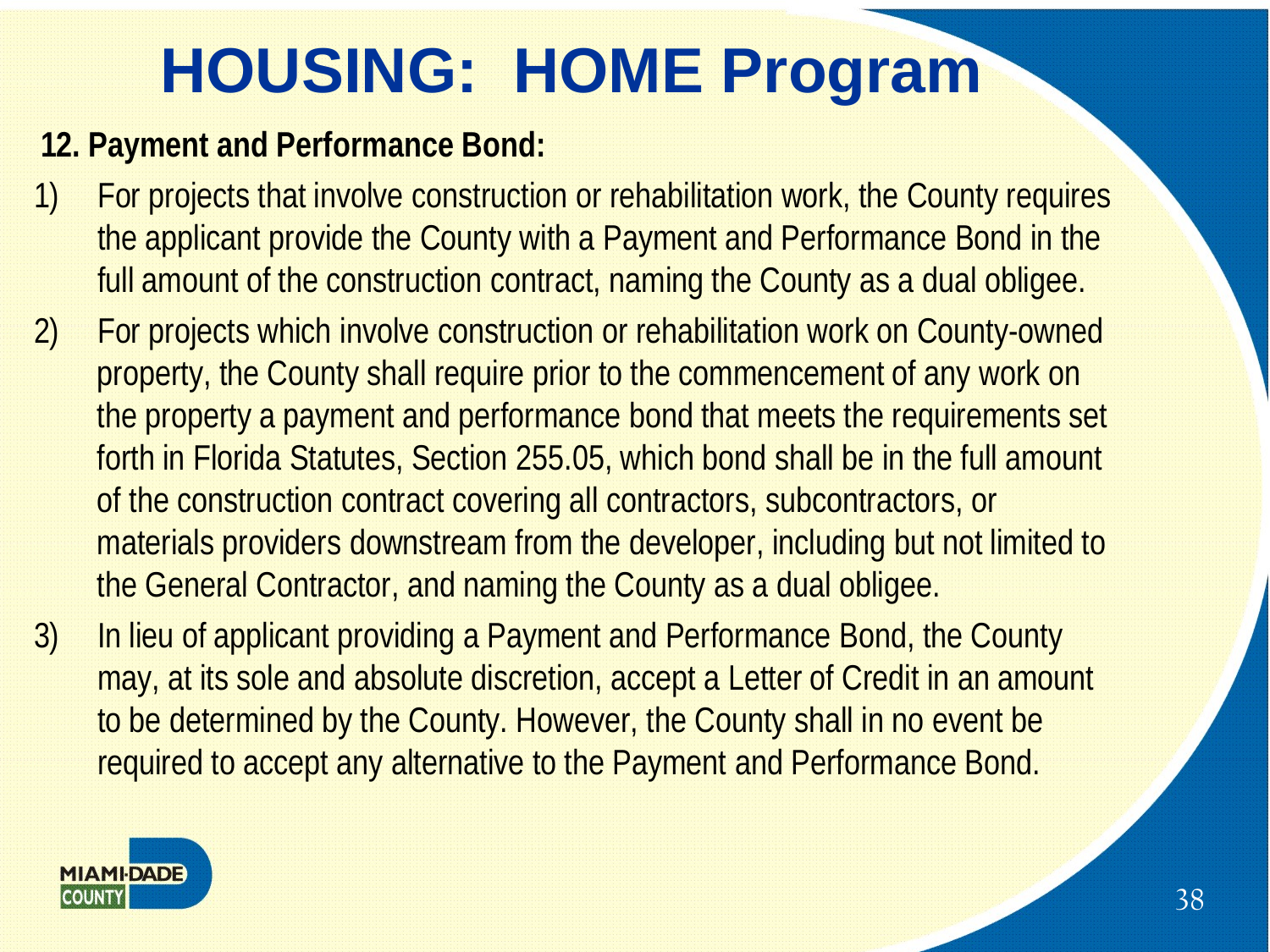# HOUSING: HOME Program

**12. Payment and Performance Bond:**

1) For projects that involve construction or rehabilitation work, the County requires the applicant provide the County with a Payment and Performance Bond in the full amount of the construction contract, naming the County as a dual obligee.
2) For projects which involve construction or rehabilitation work on County-owned property, the County shall require prior to the commencement of any work on the property a payment and performance bond that meets the requirements set forth in Florida Statutes, Section 255.05, which bond shall be in the full amount of the construction contract covering all contractors, subcontractors, or materials providers downstream from the developer, including but not limited to the General Contractor, and naming the County as a dual obligee.
3) In lieu of applicant providing a Payment and Performance Bond, the County may, at its sole and absolute discretion, accept a Letter of Credit in an amount to be determined by the County. However, the County shall in no event be required to accept any alternative to the Payment and Performance Bond.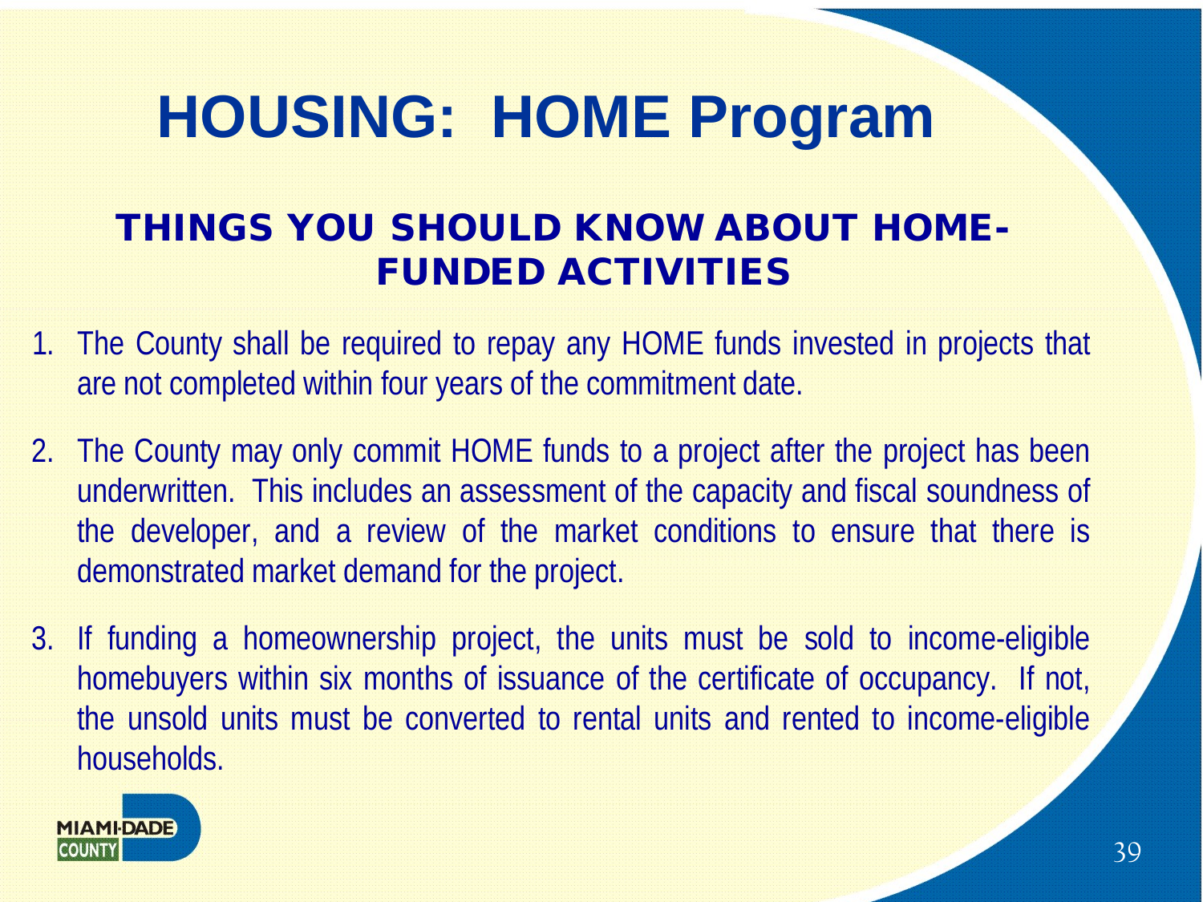# HOUSING: HOME Program

## THINGS YOU SHOULD KNOW ABOUT HOME-FUNDED ACTIVITIES

1. The County shall be required to repay any HOME funds invested in projects that are not completed within four years of the commitment date.

2. The County may only commit HOME funds to a project after the project has been underwritten. This includes an assessment of the capacity and fiscal soundness of the developer, and a review of the market conditions to ensure that there is demonstrated market demand for the project.

3. If funding a homeownership project, the units must be sold to income-eligible homebuyers within six months of issuance of the certificate of occupancy. If not, the unsold units must be converted to rental units and rented to income-eligible households.

MIAMI-DADE COUNTY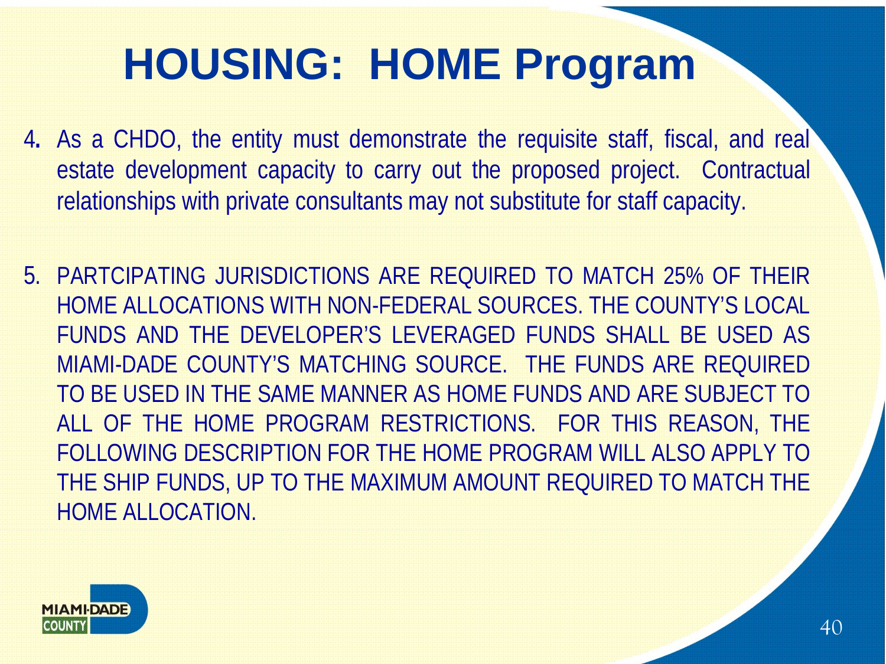# HOUSING: HOME Program

4. As a CHDO, the entity must demonstrate the requisite staff, fiscal, and real estate development capacity to carry out the proposed project. Contractual relationships with private consultants may not substitute for staff capacity.

5. PARTCIPATING JURISDICTIONS ARE REQUIRED TO MATCH 25% OF THEIR HOME ALLOCATIONS WITH NON-FEDERAL SOURCES. THE COUNTY'S LOCAL FUNDS AND THE DEVELOPER'S LEVERAGED FUNDS SHALL BE USED AS MIAMI-DADE COUNTY'S MATCHING SOURCE. THE FUNDS ARE REQUIRED TO BE USED IN THE SAME MANNER AS HOME FUNDS AND ARE SUBJECT TO ALL OF THE HOME PROGRAM RESTRICTIONS. FOR THIS REASON, THE FOLLOWING DESCRIPTION FOR THE HOME PROGRAM WILL ALSO APPLY TO THE SHIP FUNDS, UP TO THE MAXIMUM AMOUNT REQUIRED TO MATCH THE HOME ALLOCATION.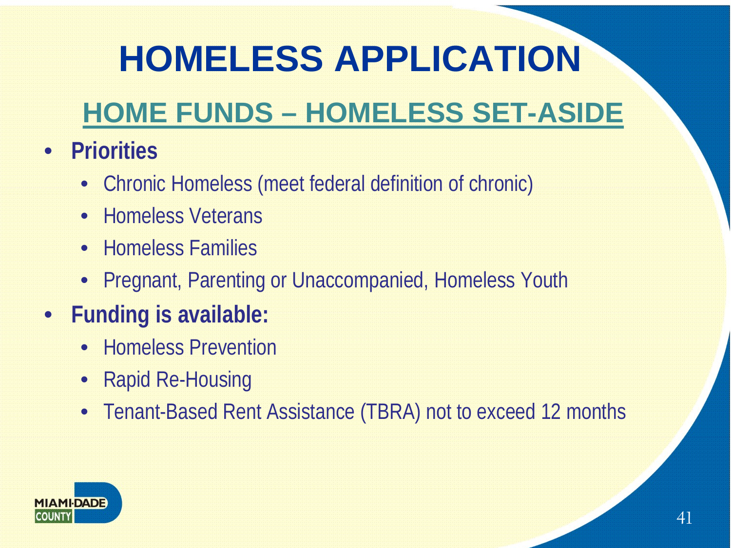# HOMELESS APPLICATION

## HOME FUNDS – HOMELESS SET-ASIDE

- **Priorities**
  - Chronic Homeless (meet federal definition of chronic)
  - Homeless Veterans
  - Homeless Families
  - Pregnant, Parenting or Unaccompanied, Homeless Youth
- **Funding is available:**
  - Homeless Prevention
  - Rapid Re-Housing
  - Tenant-Based Rent Assistance (TBRA) not to exceed 12 months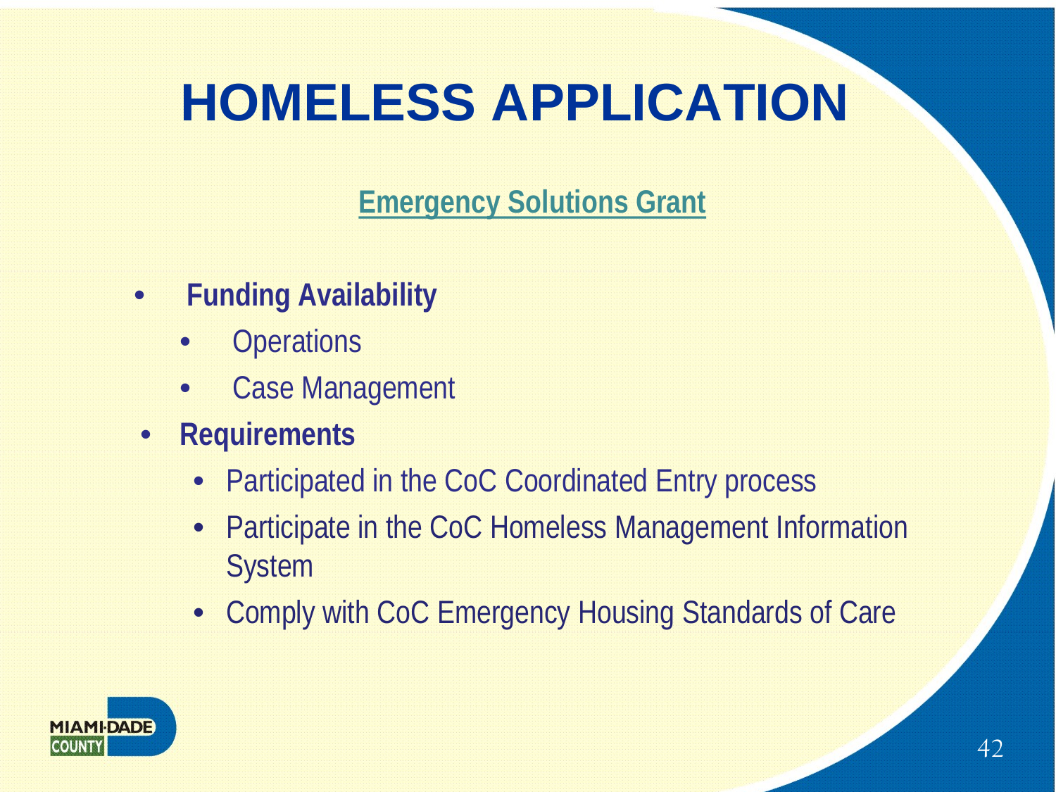# HOMELESS APPLICATION

## Emergency Solutions Grant

- **Funding Availability**
  - Operations
  - Case Management
- **Requirements**
  - Participated in the CoC Coordinated Entry process
  - Participate in the CoC Homeless Management Information System
  - Comply with CoC Emergency Housing Standards of Care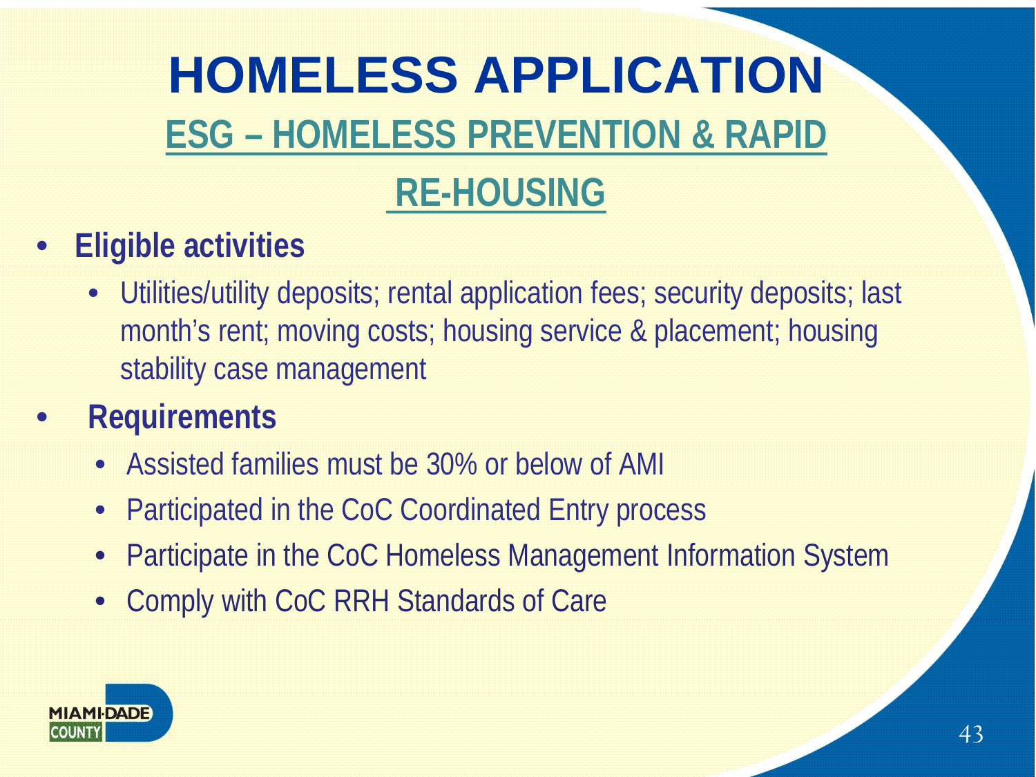# HOMELESS APPLICATION

## ESG – HOMELESS PREVENTION & RAPID RE-HOUSING

- **Eligible activities**
  - Utilities/utility deposits; rental application fees; security deposits; last month's rent; moving costs; housing service & placement; housing stability case management
- **Requirements**
  - Assisted families must be 30% or below of AMI
  - Participated in the CoC Coordinated Entry process
  - Participate in the CoC Homeless Management Information System
  - Comply with CoC RRH Standards of Care

MIAMI-DADE COUNTY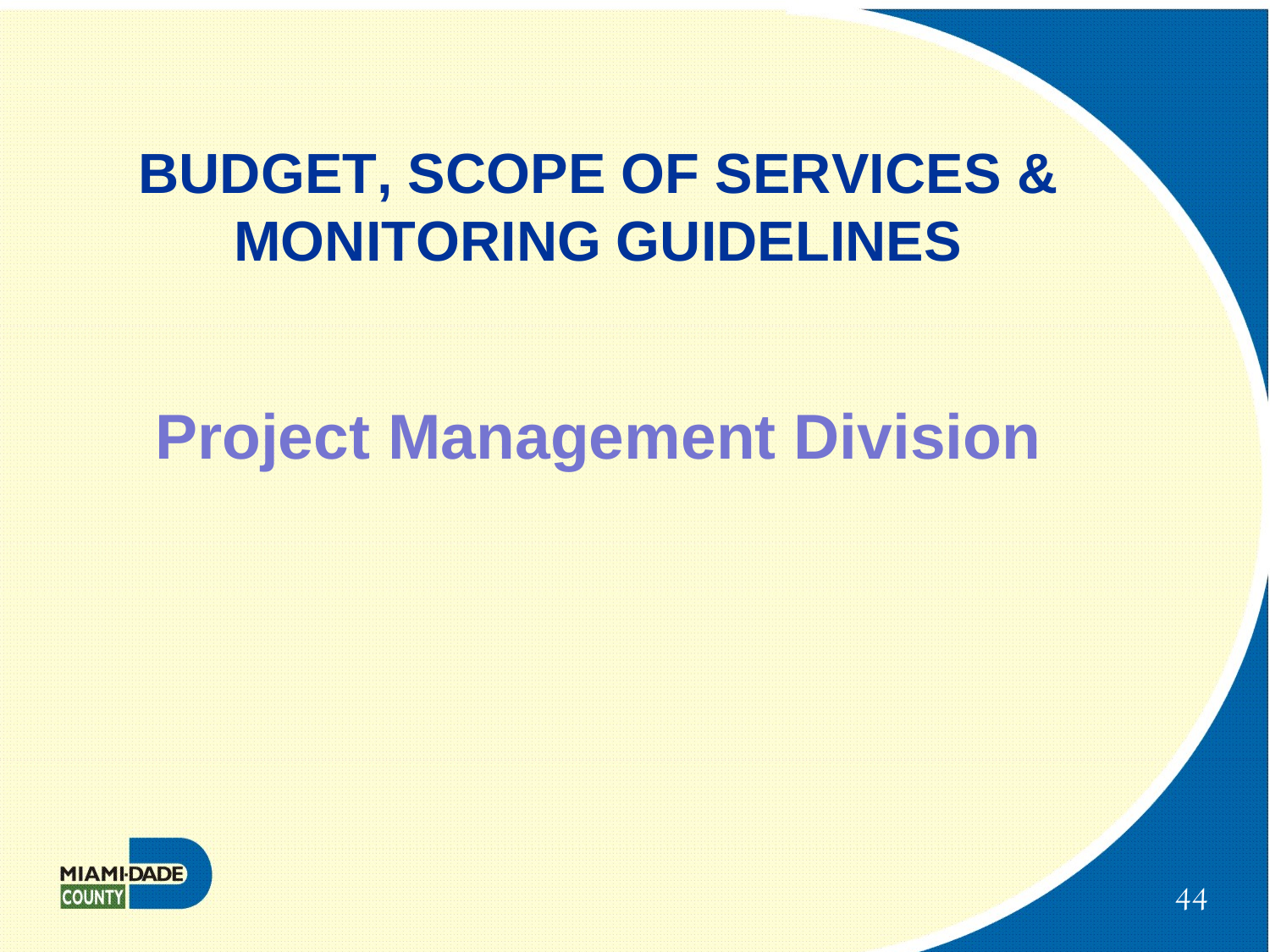# BUDGET, SCOPE OF SERVICES & MONITORING GUIDELINES

## Project Management Division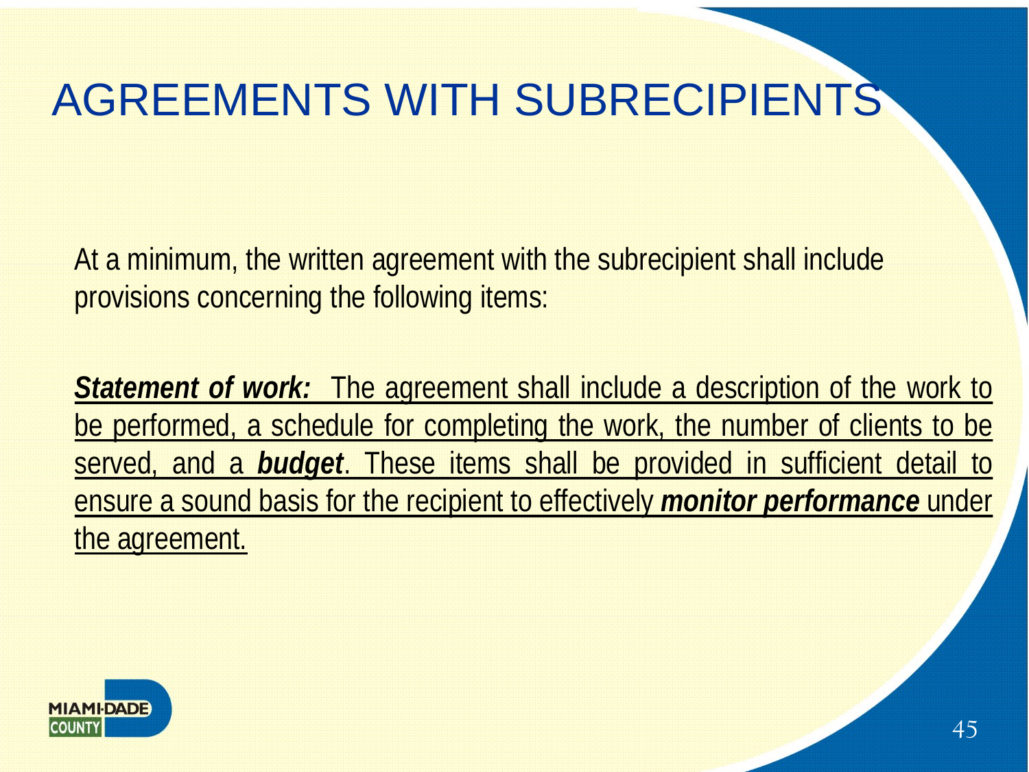# AGREEMENTS WITH SUBRECIPIENTS

At a minimum, the written agreement with the subrecipient shall include provisions concerning the following items:

<u>***Statement of work:*** The agreement shall include a description of the work to be performed, a schedule for completing the work, the number of clients to be served, and a ***budget***. These items shall be provided in sufficient detail to ensure a sound basis for the recipient to effectively ***monitor performance*** under the agreement.</u>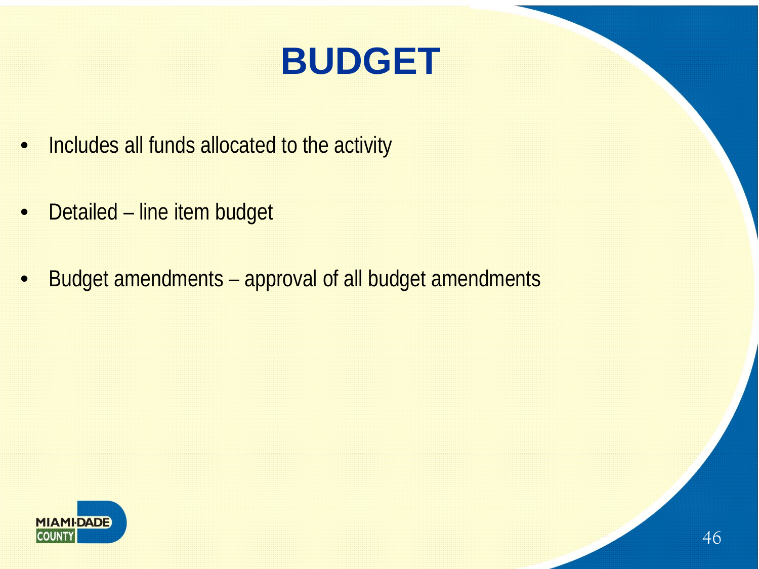# BUDGET

- Includes all funds allocated to the activity
- Detailed – line item budget
- Budget amendments – approval of all budget amendments

MIAMI-DADE COUNTY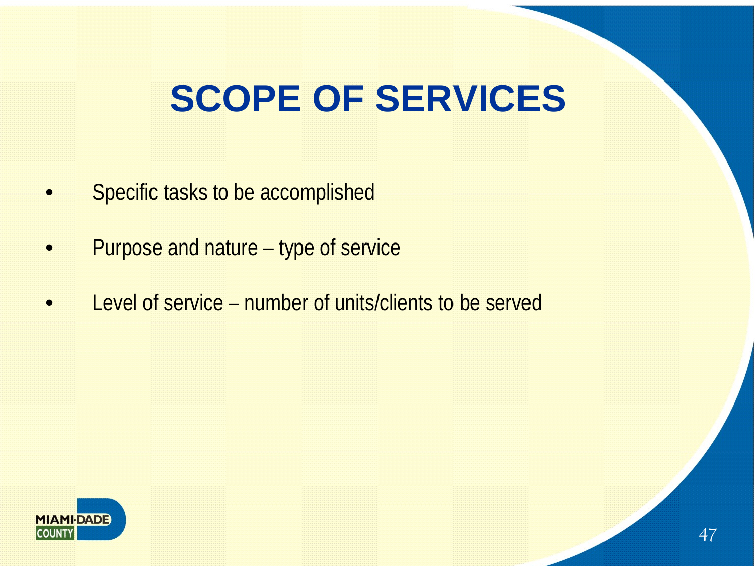# SCOPE OF SERVICES

- Specific tasks to be accomplished
- Purpose and nature – type of service
- Level of service – number of units/clients to be served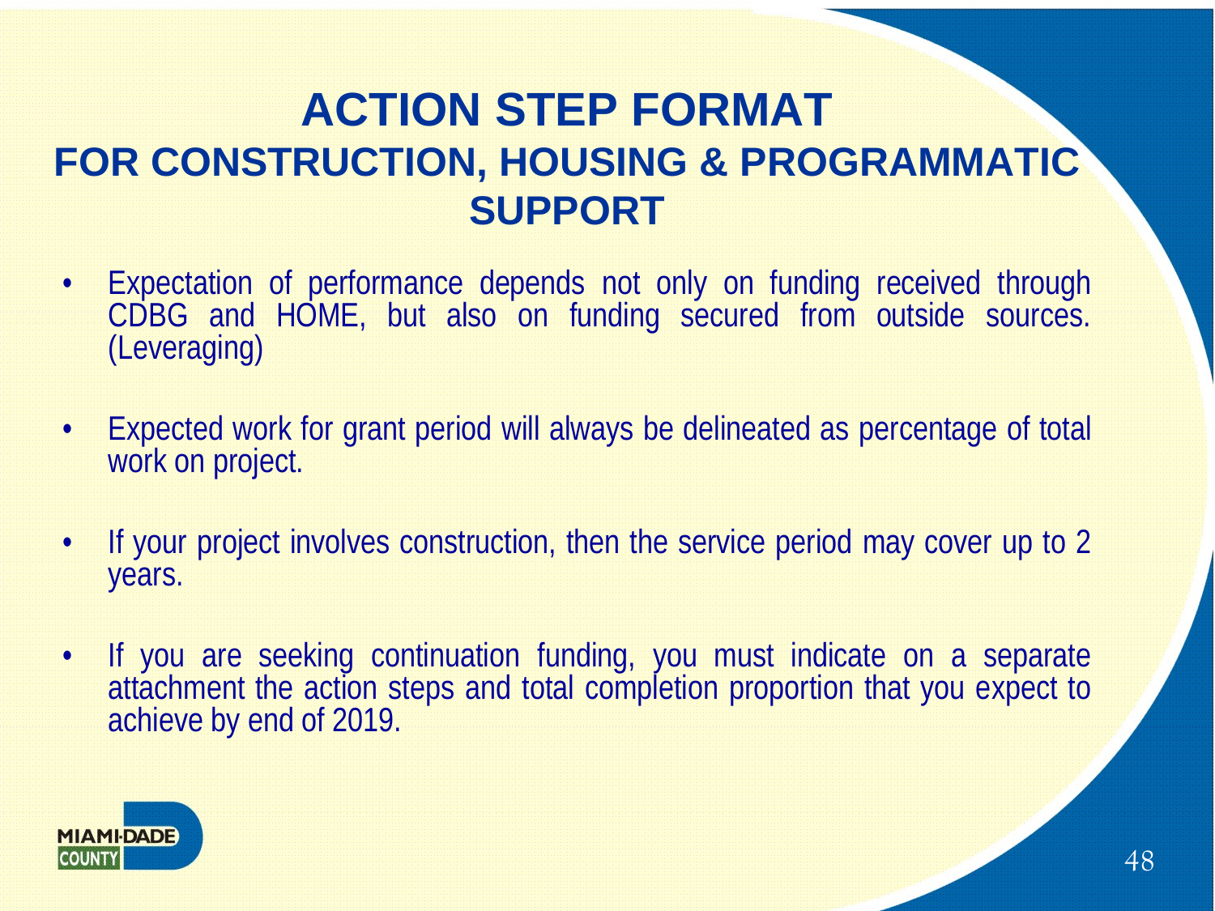# ACTION STEP FORMAT

## FOR CONSTRUCTION, HOUSING & PROGRAMMATIC SUPPORT

- Expectation of performance depends not only on funding received through CDBG and HOME, but also on funding secured from outside sources. (Leveraging)

- Expected work for grant period will always be delineated as percentage of total work on project.

- If your project involves construction, then the service period may cover up to 2 years.

- If you are seeking continuation funding, you must indicate on a separate attachment the action steps and total completion proportion that you expect to achieve by end of 2019.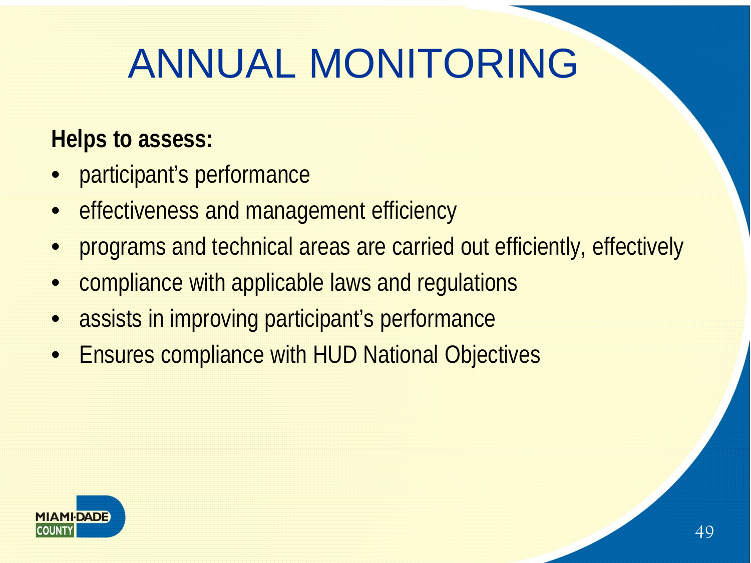# ANNUAL MONITORING

**Helps to assess:**

- participant's performance
- effectiveness and management efficiency
- programs and technical areas are carried out efficiently, effectively
- compliance with applicable laws and regulations
- assists in improving participant's performance
- Ensures compliance with HUD National Objectives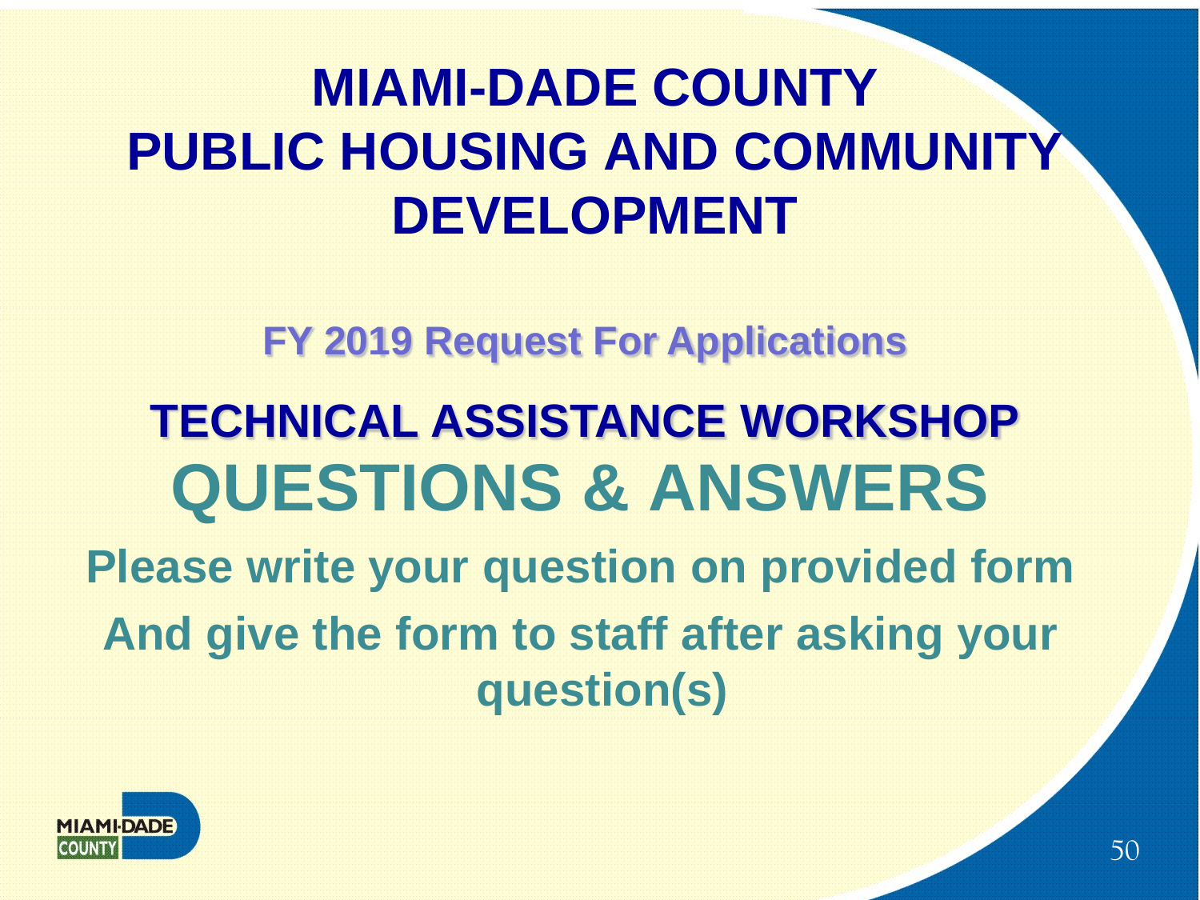# MIAMI-DADE COUNTY PUBLIC HOUSING AND COMMUNITY DEVELOPMENT

## FY 2019 Request For Applications

## TECHNICAL ASSISTANCE WORKSHOP

# QUESTIONS & ANSWERS

**Please write your question on provided form**

**And give the form to staff after asking your question(s)**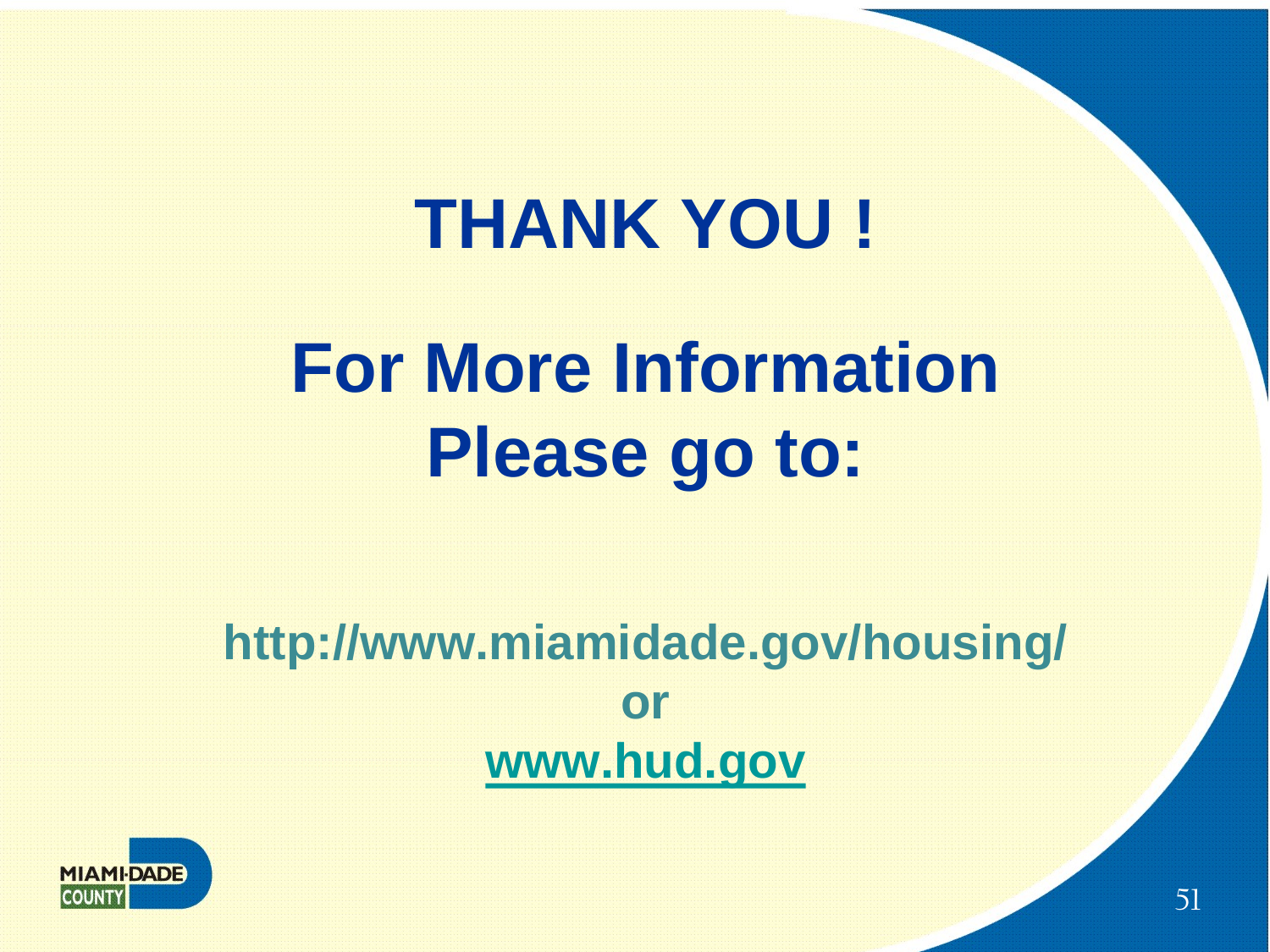# THANK YOU !

# For More Information Please go to:

**http://www.miamidade.gov/housing/**

**or**

**www.hud.gov**

MIAMI-DADE COUNTY